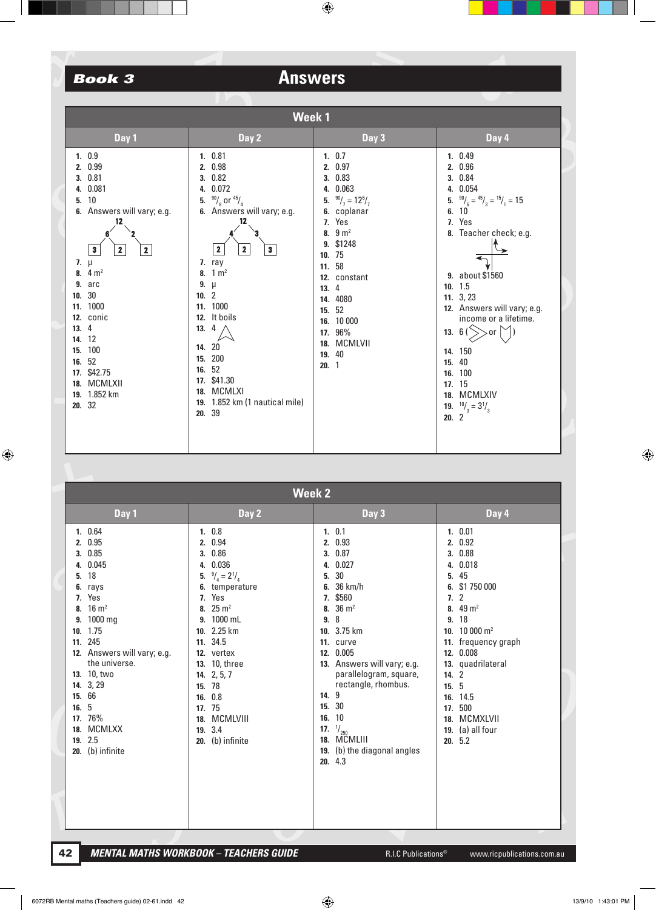# Book 3 — Answers

## Week 1

| Day 1 | Day 2 | Day 3 | Day 4 |
|---|---|---|---|
| 1. 0.9 | 1. 0.81 | 1. 0.7 | 1. 0.49 |
| 2. 0.99 | 2. 0.98 | 2. 0.97 | 2. 0.96 |
| 3. 0.81 | 3. 0.82 | 3. 0.83 | 3. 0.84 |
| 4. 0.081 | 4. 0.072 | 4. 0.063 | 4. 0.054 |
| 5. 10 | 5. $^{90}/_{8}$ or $^{45}/_{4}$ | 5. $^{90}/_{7} = 12^{6}/_{7}$ | 5. $^{90}/_{6} = {}^{45}/_{3} = {}^{15}/_{1} = 15$ |
| 6. Answers will vary; e.g. 12 → 6, 2; 6 → 3, 2; factors: 3, 2, 2 | 6. Answers will vary; e.g. 12 → 4, 3; 4 → 2, 2; factors: 2, 2, 3 | 6. coplanar | 6. 10 |
| 7. µ | 7. ray | 7. Yes | 7. Yes |
| 8. 4 m² | 8. 1 m² | 8. 9 m² | 8. Teacher check; e.g. |
| 9. arc | 9. µ | 9. $1248 | 9. about $1560 |
| 10. 30 | 10. 2 | 10. 75 | 10. 1.5 |
| 11. 1000 | 11. 1000 | 11. 58 | 11. 3, 23 |
| 12. conic | 12. It boils | 12. constant | 12. Answers will vary; e.g. income or a lifetime. |
| 13. 4 | 13. 4 | 13. 4 | 13. 6 |
| 14. 12 | 14. 20 | 14. 4080 | 14. 150 |
| 15. 100 | 15. 200 | 15. 52 | 15. 40 |
| 16. 52 | 16. 52 | 16. 10 000 | 16. 100 |
| 17. $42.75 | 17. $41.30 | 17. 96% | 17. 15 |
| 18. MCMLXII | 18. MCMLXI | 18. MCMLVII | 18. MCMLXIV |
| 19. 1.852 km | 19. 1.852 km (1 nautical mile) | 19. 40 | 19. $^{10}/_{3} = 3^{1}/_{3}$ |
| 20. 32 | 20. 39 | 20. 1 | 20. 2 |

## Week 2

| Day 1 | Day 2 | Day 3 | Day 4 |
|---|---|---|---|
| 1. 0.64 | 1. 0.8 | 1. 0.1 | 1. 0.01 |
| 2. 0.95 | 2. 0.94 | 2. 0.93 | 2. 0.92 |
| 3. 0.85 | 3. 0.86 | 3. 0.87 | 3. 0.88 |
| 4. 0.045 | 4. 0.036 | 4. 0.027 | 4. 0.018 |
| 5. 18 | 5. $^{9}/_{4} = 2^{1}/_{4}$ | 5. 30 | 5. 45 |
| 6. rays | 6. temperature | 6. 36 km/h | 6. $1 750 000 |
| 7. Yes | 7. Yes | 7. $560 | 7. 2 |
| 8. 16 m² | 8. 25 m² | 8. 36 m² | 8. 49 m² |
| 9. 1000 mg | 9. 1000 mL | 9. 8 | 9. 18 |
| 10. 1.75 | 10. 2.25 km | 10. 3.75 km | 10. 10 000 m² |
| 11. 245 | 11. 34.5 | 11. curve | 11. frequency graph |
| 12. Answers will vary; e.g. the universe. | 12. vertex | 12. 0.005 | 12. 0.008 |
| 13. 10, two | 13. 10, three | 13. Answers will vary; e.g. parallelogram, square, rectangle, rhombus. | 13. quadrilateral |
| 14. 3, 29 | 14. 2, 5, 7 | 14. 9 | 14. 2 |
| 15. 66 | 15. 78 | 15. 30 | 15. 5 |
| 16. 5 | 16. 0.8 | 16. 10 | 16. 14.5 |
| 17. 76% | 17. 75 | 17. $^{1}/_{250}$ | 17. 500 |
| 18. MCMLXX | 18. MCMLVIII | 18. MCMLIII | 18. MCMXLVII |
| 19. 2.5 | 19. 3.4 | 19. (b) the diagonal angles | 19. (a) all four |
| 20. (b) infinite | 20. (b) infinite | 20. 4.3 | 20. 5.2 |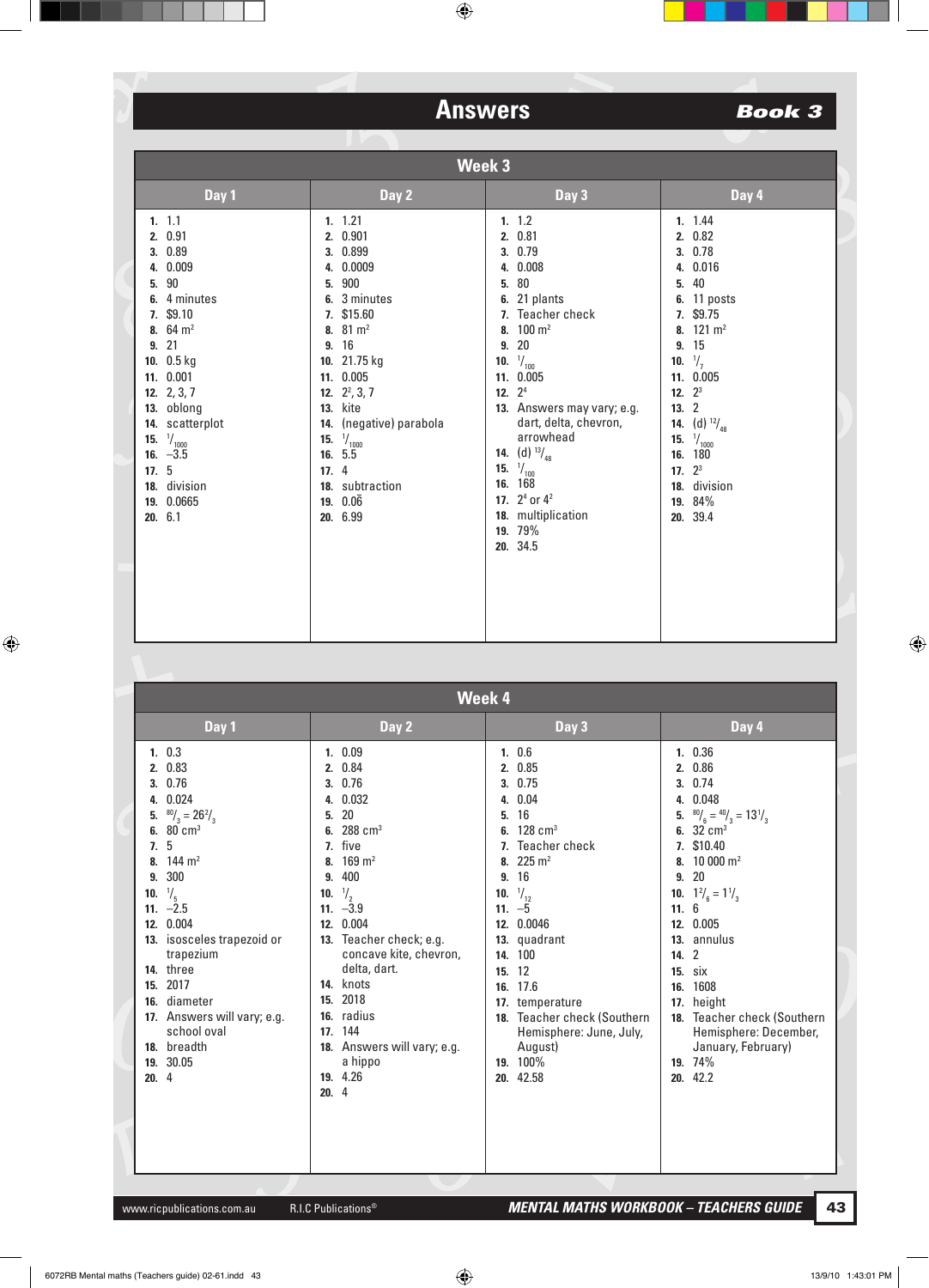# Answers

**Book 3**

## Week 3

| | Day 1 | Day 2 | Day 3 | Day 4 |
|---|---|---|---|---|
| 1. | 1.1 | 1.21 | 1.2 | 1.44 |
| 2. | 0.91 | 0.901 | 0.81 | 0.82 |
| 3. | 0.89 | 0.899 | 0.79 | 0.78 |
| 4. | 0.009 | 0.0009 | 0.008 | 0.016 |
| 5. | 90 | 900 | 80 | 40 |
| 6. | 4 minutes | 3 minutes | 21 plants | 11 posts |
| 7. | $9.10 | $15.60 | Teacher check | $9.75 |
| 8. | 64 $m^2$ | 81 $m^2$ | 100 $m^2$ | 121 $m^2$ |
| 9. | 21 | 16 | 20 | 15 |
| 10. | 0.5 kg | 21.75 kg | $^1/_{100}$ | $^1/_7$ |
| 11. | 0.001 | 0.005 | 0.005 | 0.005 |
| 12. | 2, 3, 7 | $2^2$, 3, 7 | $2^4$ | $2^3$ |
| 13. | oblong | kite | Answers may vary; e.g. dart, delta, chevron, arrowhead | 2 |
| 14. | scatterplot | (negative) parabola | (d) $^{13}/_{48}$ | (d) $^{12}/_{48}$ |
| 15. | $^1/_{1000}$ | $^1/_{1000}$ | $^1/_{100}$ | $^1/_{1000}$ |
| 16. | –3.5 | 5.5 | 168 | 180 |
| 17. | 5 | 4 | $2^4$ or $4^2$ | $2^3$ |
| 18. | division | subtraction | multiplication | division |
| 19. | 0.0665 | $0.0\overline{6}$ | 79% | 84% |
| 20. | 6.1 | 6.99 | 34.5 | 39.4 |

## Week 4

| | Day 1 | Day 2 | Day 3 | Day 4 |
|---|---|---|---|---|
| 1. | 0.3 | 0.09 | 0.6 | 0.36 |
| 2. | 0.83 | 0.84 | 0.85 | 0.86 |
| 3. | 0.76 | 0.76 | 0.75 | 0.74 |
| 4. | 0.024 | 0.032 | 0.04 | 0.048 |
| 5. | $^{80}/_3 = 26^2/_3$ | 20 | 16 | $^{80}/_6 = {^{40}/_3} = 13^1/_3$ |
| 6. | 80 $cm^3$ | 288 $cm^3$ | 128 $cm^3$ | 32 $cm^3$ |
| 7. | 5 | five | Teacher check | $10.40 |
| 8. | 144 $m^2$ | 169 $m^2$ | 225 $m^2$ | 10 000 $m^2$ |
| 9. | 300 | 400 | 16 | 20 |
| 10. | $^1/_5$ | $^1/_2$ | $^1/_{12}$ | $1^2/_6 = 1^1/_3$ |
| 11. | –2.5 | –3.9 | –5 | 6 |
| 12. | 0.004 | 0.004 | 0.0046 | 0.005 |
| 13. | isosceles trapezoid or trapezium | Teacher check; e.g. concave kite, chevron, delta, dart. | quadrant | annulus |
| 14. | three | knots | 100 | 2 |
| 15. | 2017 | 2018 | 12 | six |
| 16. | diameter | radius | 17.6 | 1608 |
| 17. | Answers will vary; e.g. school oval | 144 | temperature | height |
| 18. | breadth | Answers will vary; e.g. a hippo | Teacher check (Southern Hemisphere: June, July, August) | Teacher check (Southern Hemisphere: December, January, February) |
| 19. | 30.05 | 4.26 | 100% | 74% |
| 20. | 4 | 4 | 42.58 | 42.2 |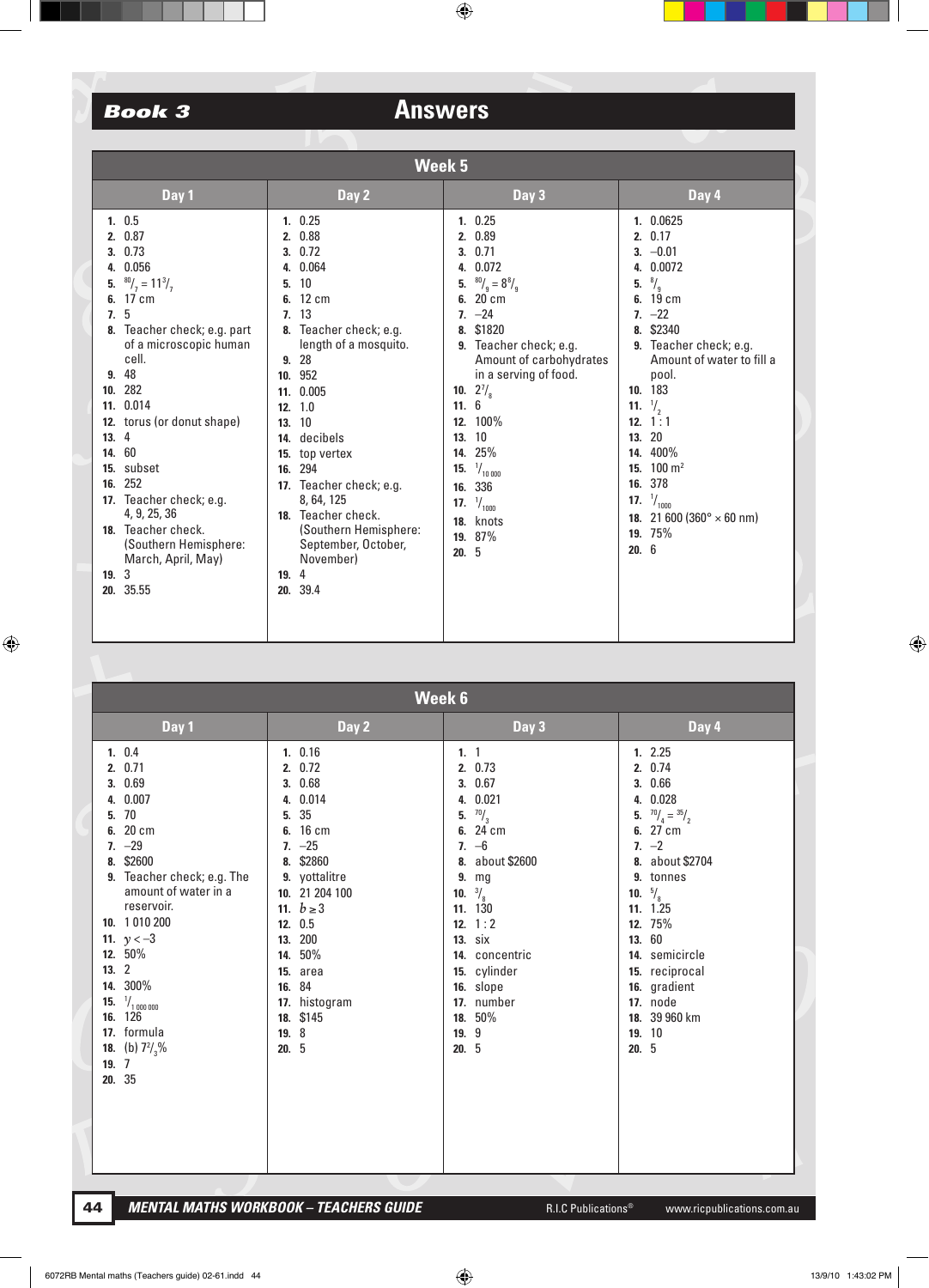# Book 3 — Answers

## Week 5

| Day 1 | Day 2 | Day 3 | Day 4 |
|---|---|---|---|
| 1. 0.5 | 1. 0.25 | 1. 0.25 | 1. 0.0625 |
| 2. 0.87 | 2. 0.88 | 2. 0.89 | 2. 0.17 |
| 3. 0.73 | 3. 0.72 | 3. 0.71 | 3. –0.01 |
| 4. 0.056 | 4. 0.064 | 4. 0.072 | 4. 0.0072 |
| 5. $^{80}/_{7} = 11^{3}/_{7}$ | 5. 10 | 5. $^{80}/_{9} = 8^{8}/_{9}$ | 5. $^{8}/_{9}$ |
| 6. 17 cm | 6. 12 cm | 6. 20 cm | 6. 19 cm |
| 7. 5 | 7. 13 | 7. –24 | 7. –22 |
| 8. Teacher check; e.g. part of a microscopic human cell. | 8. Teacher check; e.g. length of a mosquito. | 8. $1820 | 8. $2340 |
| 9. 48 | 9. 28 | 9. Teacher check; e.g. Amount of carbohydrates in a serving of food. | 9. Teacher check; e.g. Amount of water to fill a pool. |
| 10. 282 | 10. 952 | 10. $2^{7}/_{8}$ | 10. 183 |
| 11. 0.014 | 11. 0.005 | 11. 6 | 11. $^{1}/_{2}$ |
| 12. torus (or donut shape) | 12. 1.0 | 12. 100% | 12. 1 : 1 |
| 13. 4 | 13. 10 | 13. 10 | 13. 20 |
| 14. 60 | 14. decibels | 14. 25% | 14. 400% |
| 15. subset | 15. top vertex | 15. $^{1}/_{10\,000}$ | 15. 100 $m^2$ |
| 16. 252 | 16. 294 | 16. 336 | 16. 378 |
| 17. Teacher check; e.g. 4, 9, 25, 36 | 17. Teacher check; e.g. 8, 64, 125 | 17. $^{1}/_{1000}$ | 17. $^{1}/_{1000}$ |
| 18. Teacher check. (Southern Hemisphere: March, April, May) | 18. Teacher check. (Southern Hemisphere: September, October, November) | 18. knots | 18. 21 600 (360° × 60 nm) |
| 19. 3 | 19. 4 | 19. 87% | 19. 75% |
| 20. 35.55 | 20. 39.4 | 20. 5 | 20. 6 |

## Week 6

| Day 1 | Day 2 | Day 3 | Day 4 |
|---|---|---|---|
| 1. 0.4 | 1. 0.16 | 1. 1 | 1. 2.25 |
| 2. 0.71 | 2. 0.72 | 2. 0.73 | 2. 0.74 |
| 3. 0.69 | 3. 0.68 | 3. 0.67 | 3. 0.66 |
| 4. 0.007 | 4. 0.014 | 4. 0.021 | 4. 0.028 |
| 5. 70 | 5. 35 | 5. $^{70}/_{3}$ | 5. $^{70}/_{4} = {}^{35}/_{2}$ |
| 6. 20 cm | 6. 16 cm | 6. 24 cm | 6. 27 cm |
| 7. –29 | 7. –25 | 7. –6 | 7. –2 |
| 8. $2600 | 8. $2860 | 8. about $2600 | 8. about $2704 |
| 9. Teacher check; e.g. The amount of water in a reservoir. | 9. yottalitre | 9. mg | 9. tonnes |
| 10. 1 010 200 | 10. 21 204 100 | 10. $^{3}/_{8}$ | 10. $^{5}/_{8}$ |
| 11. $y < -3$ | 11. $b \geq 3$ | 11. 130 | 11. 1.25 |
| 12. 50% | 12. 0.5 | 12. 1 : 2 | 12. 75% |
| 13. 2 | 13. 200 | 13. six | 13. 60 |
| 14. 300% | 14. 50% | 14. concentric | 14. semicircle |
| 15. $^{1}/_{1\,000\,000}$ | 15. area | 15. cylinder | 15. reciprocal |
| 16. 126 | 16. 84 | 16. slope | 16. gradient |
| 17. formula | 17. histogram | 17. number | 17. node |
| 18. (b) $7^{2}/_{3}$% | 18. $145 | 18. 50% | 18. 39 960 km |
| 19. 7 | 19. 8 | 19. 9 | 19. 10 |
| 20. 35 | 20. 5 | 20. 5 | 20. 5 |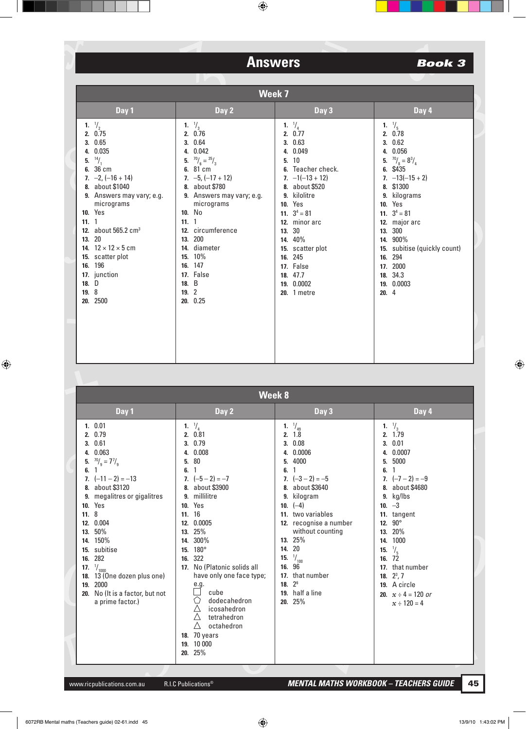# Answers — Book 3

## Week 7

| Day 1 | Day 2 | Day 3 | Day 4 |
|---|---|---|---|
| 1. $^{1}/_{2}$ | 1. $^{1}/_{3}$ | 1. $^{1}/_{4}$ | 1. $^{1}/_{5}$ |
| 2. 0.75 | 2. 0.76 | 2. 0.77 | 2. 0.78 |
| 3. 0.65 | 3. 0.64 | 3. 0.63 | 3. 0.62 |
| 4. 0.035 | 4. 0.042 | 4. 0.049 | 4. 0.056 |
| 5. $^{14}/_{1}$ | 5. $^{70}/_{6} = {}^{35}/_{3}$ | 5. 10 | 5. $^{70}/_{8} = 8^{3}/_{4}$ |
| 6. 36 cm | 6. 81 cm | 6. Teacher check. | 6. $435 |
| 7. $-2$, $(-16 + 14)$ | 7. $-5$, $(-17 + 12)$ | 7. $-1(-13 + 12)$ | 7. $-13(-15 + 2)$ |
| 8. about $1040 | 8. about $780 | 8. about $520 | 8. $1300 |
| 9. Answers may vary; e.g. micrograms | 9. Answers may vary; e.g. micrograms | 9. kilolitre | 9. kilograms |
| 10. Yes | 10. No | 10. Yes | 10. Yes |
| 11. 1 | 11. 1 | 11. $3^4 = 81$ | 11. $3^4 = 81$ |
| 12. about 565.2 $cm^3$ | 12. circumference | 12. minor arc | 12. major arc |
| 13. 20 | 13. 200 | 13. 30 | 13. 300 |
| 14. 12 × 12 × 5 cm | 14. diameter | 14. 40% | 14. 900% |
| 15. scatter plot | 15. 10% | 15. scatter plot | 15. subitise (quickly count) |
| 16. 196 | 16. 147 | 16. 245 | 16. 294 |
| 17. junction | 17. False | 17. False | 17. 2000 |
| 18. D | 18. B | 18. 47.7 | 18. 34.3 |
| 19. 8 | 19. 2 | 19. 0.0002 | 19. 0.0003 |
| 20. 2500 | 20. 0.25 | 20. 1 metre | 20. 4 |

## Week 8

| Day 1 | Day 2 | Day 3 | Day 4 |
|---|---|---|---|
| 1. 0.01 | 1. $^{1}/_{4}$ | 1. $^{1}/_{49}$ | 1. $^{1}/_{3}$ |
| 2. 0.79 | 2. 0.81 | 2. 1.8 | 2. 1.79 |
| 3. 0.61 | 3. 0.79 | 3. 0.08 | 3. 0.01 |
| 4. 0.063 | 4. 0.008 | 4. 0.0006 | 4. 0.0007 |
| 5. $^{70}/_{9} = 7^{7}/_{9}$ | 5. 80 | 5. 4000 | 5. 5000 |
| 6. 1 | 6. 1 | 6. 1 | 6. 1 |
| 7. $(-11 - 2) = -13$ | 7. $(-5 - 2) = -7$ | 7. $(-3 - 2) = -5$ | 7. $(-7 - 2) = -9$ |
| 8. about $3120 | 8. about $3900 | 8. about $3640 | 8. about $4680 |
| 9. megalitres or gigalitres | 9. millilitre | 9. kilogram | 9. kg/lbs |
| 10. Yes | 10. Yes | 10. $(-4)$ | 10. $-3$ |
| 11. 8 | 11. 16 | 11. two variables | 11. tangent |
| 12. 0.004 | 12. 0.0005 | 12. recognise a number without counting | 12. 90° |
| 13. 50% | 13. 25% | 13. 25% | 13. 20% |
| 14. 150% | 14. 300% | 14. 20 | 14. 1000 |
| 15. subitise | 15. 180° | 15. $^{1}/_{100}$ | 15. $^{1}/_{5}$ |
| 16. 282 | 16. 322 | 16. 96 | 16. 72 |
| 17. $^{1}/_{1000}$ | 17. No (Platonic solids all have only one face type; e.g. □ cube, ⬠ dodecahedron, △ icosahedron, △ tetrahedron, △ octahedron | 17. that number | 17. that number |
| 18. 13 (One dozen plus one) | 18. 70 years | 18. $2^6$ | 18. $2^3$, 7 |
| 19. 2000 | 19. 10 000 | 19. half a line | 19. A circle |
| 20. No (It is a factor, but not a prime factor.) | 20. 25% | 20. 25% | 20. $x \div 4 = 120$ *or* $x \div 120 = 4$ |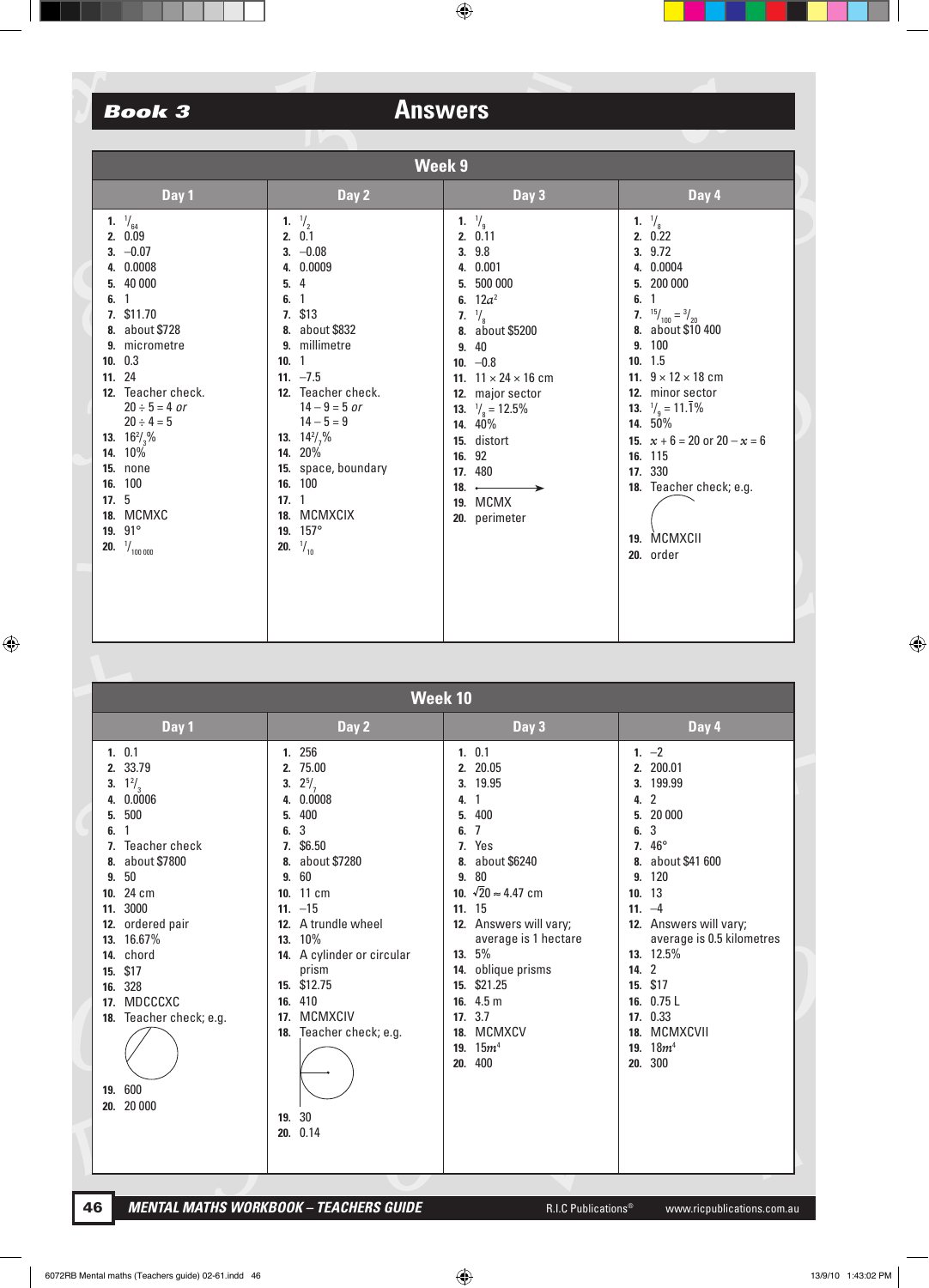# Book 3 Answers

## Week 9

| Day 1 | Day 2 | Day 3 | Day 4 |
|---|---|---|---|
| 1. $^1/_{64}$ | 1. $^1/_2$ | 1. $^1/_9$ | 1. $^1/_8$ |
| 2. 0.09 | 2. 0.1 | 2. 0.11 | 2. 0.22 |
| 3. –0.07 | 3. –0.08 | 3. 9.8 | 3. 9.72 |
| 4. 0.0008 | 4. 0.0009 | 4. 0.001 | 4. 0.0004 |
| 5. 40 000 | 5. 4 | 5. 500 000 | 5. 200 000 |
| 6. 1 | 6. 1 | 6. $12a^2$ | 6. 1 |
| 7. $11.70 | 7. $13 | 7. $^1/_8$ | 7. $^{15}/_{100} = {}^3/_{20}$ |
| 8. about $728 | 8. about $832 | 8. about $5200 | 8. about $10 400 |
| 9. micrometre | 9. millimetre | 9. 40 | 9. 100 |
| 10. 0.3 | 10. 1 | 10. –0.8 | 10. 1.5 |
| 11. 24 | 11. –7.5 | 11. 11 × 24 × 16 cm | 11. 9 × 12 × 18 cm |
| 12. Teacher check. 20 ÷ 5 = 4 *or* 20 ÷ 4 = 5 | 12. Teacher check. 14 – 9 = 5 *or* 14 – 5 = 9 | 12. major sector | 12. minor sector |
| 13. $16^2/_3$% | 13. $14^2/_7$% | 13. $^1/_8$ = 12.5% | 13. $^1/_9 = 11.\bar{1}$% |
| 14. 10% | 14. 20% | 14. 40% | 14. 50% |
| 15. none | 15. space, boundary | 15. distort | 15. $x + 6 = 20$ or $20 - x = 6$ |
| 16. 100 | 16. 100 | 16. 92 | 16. 115 |
| 17. 5 | 17. 1 | 17. 480 | 17. 330 |
| 18. MCMXC | 18. MCMXCIX | 18. (ray diagram) | 18. Teacher check; e.g. (arc diagram) |
| 19. 91° | 19. 157° | 19. MCMX | 19. MCMXCII |
| 20. $^1/_{100\,000}$ | 20. $^1/_{10}$ | 20. perimeter | 20. order |

## Week 10

| Day 1 | Day 2 | Day 3 | Day 4 |
|---|---|---|---|
| 1. 0.1 | 1. 256 | 1. 0.1 | 1. –2 |
| 2. 33.79 | 2. 75.00 | 2. 20.05 | 2. 200.01 |
| 3. $1^2/_3$ | 3. $2^5/_7$ | 3. 19.95 | 3. 199.99 |
| 4. 0.0006 | 4. 0.0008 | 4. 1 | 4. 2 |
| 5. 500 | 5. 400 | 5. 400 | 5. 20 000 |
| 6. 1 | 6. 3 | 6. 7 | 6. 3 |
| 7. Teacher check | 7. $6.50 | 7. Yes | 7. 46° |
| 8. about $7800 | 8. about $7280 | 8. about $6240 | 8. about $41 600 |
| 9. 50 | 9. 60 | 9. 80 | 9. 120 |
| 10. 24 cm | 10. 11 cm | 10. $\sqrt{20} \approx 4.47$ cm | 10. 13 |
| 11. 3000 | 11. –15 | 11. 15 | 11. –4 |
| 12. ordered pair | 12. A trundle wheel | 12. Answers will vary; average is 1 hectare | 12. Answers will vary; average is 0.5 kilometres |
| 13. 16.67% | 13. 10% | 13. 5% | 13. 12.5% |
| 14. chord | 14. A cylinder or circular prism | 14. oblique prisms | 14. 2 |
| 15. $17 | 15. $12.75 | 15. $21.25 | 15. $17 |
| 16. 328 | 16. 410 | 16. 4.5 m | 16. 0.75 L |
| 17. MDCCCXC | 17. MCMXCIV | 17. 3.7 | 17. 0.33 |
| 18. Teacher check; e.g. (circle with chord diagram) | 18. Teacher check; e.g. (circle with radius diagram) | 18. MCMXCV | 18. MCMXCVII |
| 19. 600 | 19. 30 | 19. $15m^4$ | 19. $18m^4$ |
| 20. 20 000 | 20. 0.14 | 20. 400 | 20. 300 |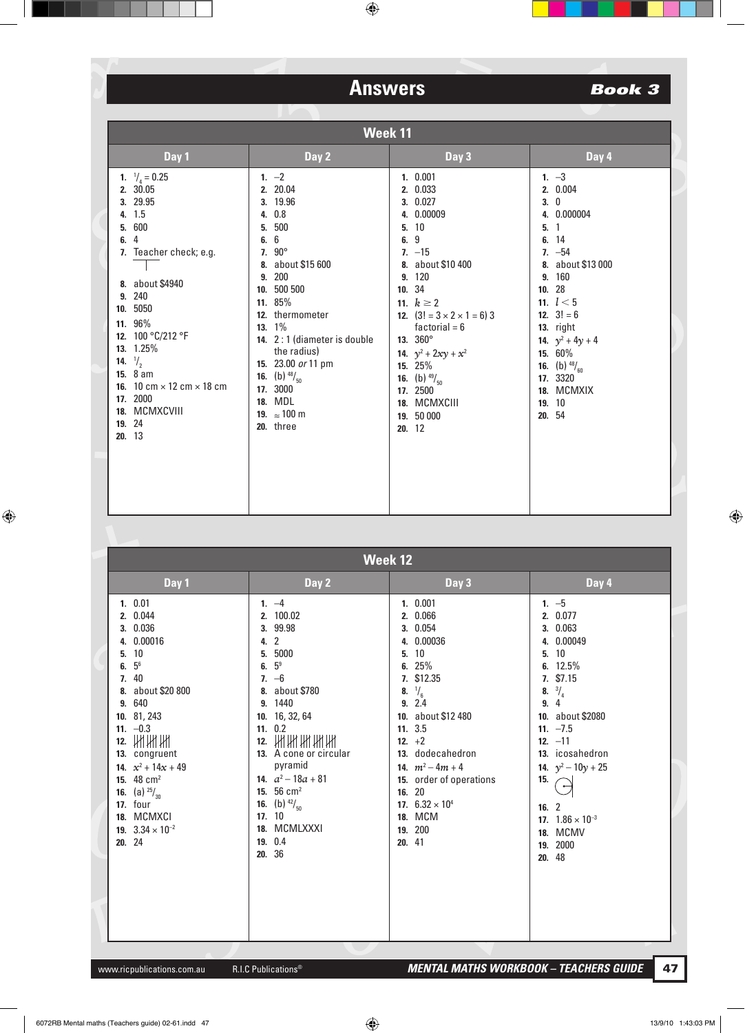# Answers — Book 3

## Week 11

| Day 1 | Day 2 | Day 3 | Day 4 |
|---|---|---|---|
| 1. $^1/_4 = 0.25$ | 1. –2 | 1. 0.001 | 1. –3 |
| 2. 30.05 | 2. 20.04 | 2. 0.033 | 2. 0.004 |
| 3. 29.95 | 3. 19.96 | 3. 0.027 | 3. 0 |
| 4. 1.5 | 4. 0.8 | 4. 0.00009 | 4. 0.000004 |
| 5. 600 | 5. 500 | 5. 10 | 5. 1 |
| 6. 4 | 6. 6 | 6. 9 | 6. 14 |
| 7. Teacher check; e.g. ⊥ | 7. 90° | 7. –15 | 7. –54 |
| 8. about $4940 | 8. about $15 600 | 8. about $10 400 | 8. about $13 000 |
| 9. 240 | 9. 200 | 9. 120 | 9. 160 |
| 10. 5050 | 10. 500 500 | 10. 34 | 10. 28 |
| 11. 96% | 11. 85% | 11. $k \geq 2$ | 11. $l < 5$ |
| 12. 100 °C/212 °F | 12. thermometer | 12. (3! = 3 × 2 × 1 = 6) 3 factorial = 6 | 12. 3! = 6 |
| 13. 1.25% | 13. 1% | 13. 360° | 13. right |
| 14. $^1/_2$ | 14. 2 : 1 (diameter is double the radius) | 14. $y^2 + 2xy + x^2$ | 14. $y^2 + 4y + 4$ |
| 15. 8 am | 15. 23.00 *or* 11 pm | 15. 25% | 15. 60% |
| 16. 10 cm × 12 cm × 18 cm | 16. (b) $^{48}/_{50}$ | 16. (b) $^{49}/_{50}$ | 16. (b) $^{48}/_{60}$ |
| 17. 2000 | 17. 3000 | 17. 2500 | 17. 3320 |
| 18. MCMXCVIII | 18. MDL | 18. MCMXCIII | 18. MCMXIX |
| 19. 24 | 19. ≈ 100 m | 19. 50 000 | 19. 10 |
| 20. 13 | 20. three | 20. 12 | 20. 54 |

## Week 12

| Day 1 | Day 2 | Day 3 | Day 4 |
|---|---|---|---|
| 1. 0.01 | 1. –4 | 1. 0.001 | 1. –5 |
| 2. 0.044 | 2. 100.02 | 2. 0.066 | 2. 0.077 |
| 3. 0.036 | 3. 99.98 | 3. 0.054 | 3. 0.063 |
| 4. 0.00016 | 4. 2 | 4. 0.00036 | 4. 0.00049 |
| 5. 10 | 5. 5000 | 5. 10 | 5. 10 |
| 6. $5^6$ | 6. $5^9$ | 6. 25% | 6. 12.5% |
| 7. 40 | 7. –6 | 7. $12.35 | 7. $7.15 |
| 8. about $20 800 | 8. about $780 | 8. $^1/_6$ | 8. $^3/_4$ |
| 9. 640 | 9. 1440 | 9. 2.4 | 9. 4 |
| 10. 81, 243 | 10. 16, 32, 64 | 10. about $12 480 | 10. about $2080 |
| 11. –0.3 | 11. 0.2 | 11. 3.5 | 11. –7.5 |
| 12. 卌 卌 卌 | 12. 卌 卌 卌 卌 卌 | 12. +2 | 12. –11 |
| 13. congruent | 13. A cone or circular pyramid | 13. dodecahedron | 13. icosahedron |
| 14. $x^2 + 14x + 49$ | 14. $a^2 - 18a + 81$ | 14. $m^2 - 4m + 4$ | 14. $y^2 - 10y + 25$ |
| 15. 48 cm² | 15. 56 cm² | 15. order of operations | 15. (circle diagram) |
| 16. (a) $^{25}/_{30}$ | 16. (b) $^{42}/_{50}$ | 16. 20 | 16. 2 |
| 17. four | 17. 10 | 17. $6.32 \times 10^4$ | 17. $1.86 \times 10^{-3}$ |
| 18. MCMXCI | 18. MCMLXXXI | 18. MCM | 18. MCMV |
| 19. $3.34 \times 10^{-2}$ | 19. 0.4 | 19. 200 | 19. 2000 |
| 20. 24 | 20. 36 | 20. 41 | 20. 48 |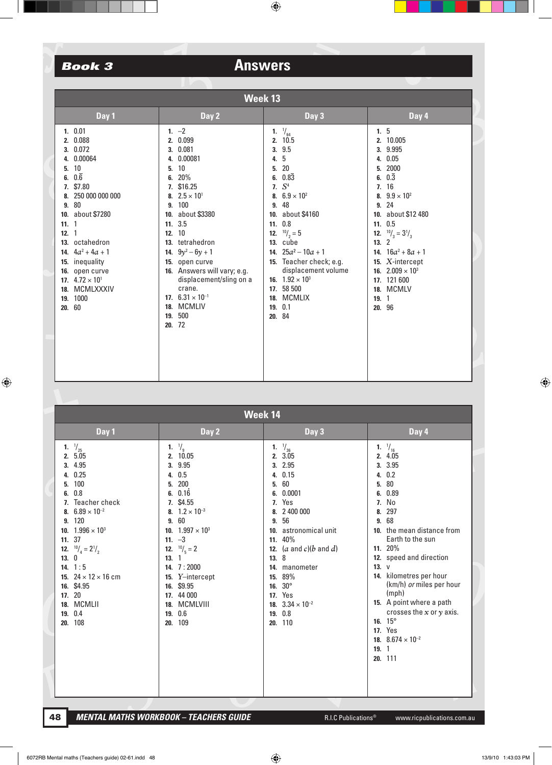## Book 3 — Answers

### Week 13

| | Day 1 | Day 2 | Day 3 | Day 4 |
|---|---|---|---|---|
| 1. | 0.01 | –2 | $^1/_{64}$ | 5 |
| 2. | 0.088 | 0.099 | 10.5 | 10.005 |
| 3. | 0.072 | 0.081 | 9.5 | 9.995 |
| 4. | 0.00064 | 0.00081 | 5 | 0.05 |
| 5. | 10 | 10 | 20 | 2000 |
| 6. | $0.\dot{6}$ | 20% | $0.8\dot{3}$ | $0.\dot{3}$ |
| 7. | $7.80 | $16.25 | $S^4$ | 16 |
| 8. | 250 000 000 000 | $2.5 \times 10^1$ | $6.9 \times 10^2$ | $9.9 \times 10^2$ |
| 9. | 80 | 100 | 48 | 24 |
| 10. | about $7280 | about $3380 | about $4160 | about $12 480 |
| 11. | 1 | 3.5 | 0.8 | 0.5 |
| 12. | 1 | 10 | $^{10}/_2 = 5$ | $^{10}/_3 = 3^1/_3$ |
| 13. | octahedron | tetrahedron | cube | 2 |
| 14. | $4a^2 + 4a + 1$ | $9y^2 - 6y + 1$ | $25a^2 - 10a + 1$ | $16a^2 + 8a + 1$ |
| 15. | inequality | open curve | Teacher check; e.g. displacement volume | $X$-intercept |
| 16. | open curve | Answers will vary; e.g. displacement/sling on a crane. | $1.92 \times 10^3$ | $2.009 \times 10^3$ |
| 17. | $4.72 \times 10^1$ | $6.31 \times 10^{-1}$ | 58 500 | 121 600 |
| 18. | MCMLXXXIV | MCMLIV | MCMLIX | MCMLV |
| 19. | 1000 | 500 | 0.1 | 1 |
| 20. | 60 | 72 | 84 | 96 |

### Week 14

| | Day 1 | Day 2 | Day 3 | Day 4 |
|---|---|---|---|---|
| 1. | $^1/_{25}$ | $^1/_9$ | $^1/_{36}$ | $^1/_{16}$ |
| 2. | 5.05 | 10.05 | 3.05 | 4.05 |
| 3. | 4.95 | 9.95 | 2.95 | 3.95 |
| 4. | 0.25 | 0.5 | 0.15 | 0.2 |
| 5. | 100 | 200 | 60 | 80 |
| 6. | 0.8 | $0.1\dot{6}$ | 0.0001 | 0.89 |
| 7. | Teacher check | $4.55 | Yes | No |
| 8. | $6.89 \times 10^{-2}$ | $1.2 \times 10^{-3}$ | 2 400 000 | 297 |
| 9. | 120 | 60 | 56 | 68 |
| 10. | $1.996 \times 10^3$ | $1.997 \times 10^3$ | astronomical unit | the mean distance from Earth to the sun |
| 11. | 37 | –3 | 40% | 20% |
| 12. | $^{10}/_4 = 2^1/_2$ | $^{10}/_5 = 2$ | ($a$ and $c$)($b$ and $d$) | speed and direction |
| 13. | 0 | 1 | 8 | v |
| 14. | 1 : 5 | 7 : 2000 | manometer | kilometres per hour (km/h) *or* miles per hour (mph) |
| 15. | 24 × 12 × 16 cm | $Y$–intercept | 89% | A point where a path crosses the $x$ or $y$ axis. |
| 16. | $4.95 | $9.95 | 30° | 15° |
| 17. | 20 | 44 000 | Yes | Yes |
| 18. | MCMLII | MCMLVIII | $3.34 \times 10^{-2}$ | $8.674 \times 10^{-2}$ |
| 19. | 0.4 | 0.6 | 0.8 | 1 |
| 20. | 108 | 109 | 110 | 111 |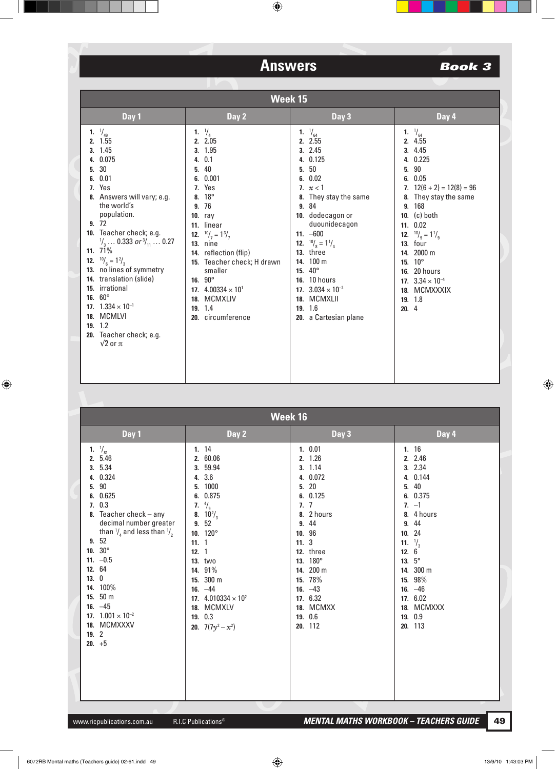# Answers

**Book 3**

## Week 15

| Day 1 | Day 2 | Day 3 | Day 4 |
|---|---|---|---|
| 1. $^1/_{49}$ | 1. $^1/_4$ | 1. $^1/_{64}$ | 1. $^1/_{64}$ |
| 2. 1.55 | 2. 2.05 | 2. 2.55 | 2. 4.55 |
| 3. 1.45 | 3. 1.95 | 3. 2.45 | 3. 4.45 |
| 4. 0.075 | 4. 0.1 | 4. 0.125 | 4. 0.225 |
| 5. 30 | 5. 40 | 5. 50 | 5. 90 |
| 6. 0.01 | 6. 0.001 | 6. 0.02 | 6. 0.05 |
| 7. Yes | 7. Yes | 7. $x < 1$ | 7. $12(6 + 2) = 12(8) = 96$ |
| 8. Answers will vary; e.g. the world's population. | 8. 18° | 8. They stay the same | 8. They stay the same |
| 9. 72 | 9. 76 | 9. 84 | 9. 168 |
| 10. Teacher check; e.g. $^1/_3$ … 0.333 *or* $^3/_{11}$ … 0.27 | 10. ray | 10. dodecagon or duounidecagon | 10. (c) both |
| 11. 71% | 11. linear | 11. –600 | 11. 0.02 |
| 12. $^{10}/_6 = 1^2/_3$ | 12. $^{10}/_7 = 1^3/_7$ | 12. $^{10}/_8 = 1^1/_4$ | 12. $^{10}/_9 = 1^1/_9$ |
| 13. no lines of symmetry | 13. nine | 13. three | 13. four |
| 14. translation (slide) | 14. reflection (flip) | 14. 100 m | 14. 2000 m |
| 15. irrational | 15. Teacher check; H drawn smaller | 15. 40° | 15. 10° |
| 16. 60° | 16. 90° | 16. 10 hours | 16. 20 hours |
| 17. $1.334 \times 10^{-1}$ | 17. $4.00334 \times 10^1$ | 17. $3.034 \times 10^{-2}$ | 17. $3.34 \times 10^{-4}$ |
| 18. MCMLVI | 18. MCMXLIV | 18. MCMXLII | 18. MCMXXXIX |
| 19. 1.2 | 19. 1.4 | 19. 1.6 | 19. 1.8 |
| 20. Teacher check; e.g. $\sqrt{2}$ or $\pi$ | 20. circumference | 20. a Cartesian plane | 20. 4 |

## Week 16

| Day 1 | Day 2 | Day 3 | Day 4 |
|---|---|---|---|
| 1. $^1/_{81}$ | 1. 14 | 1. 0.01 | 1. 16 |
| 2. 5.46 | 2. 60.06 | 2. 1.26 | 2. 2.46 |
| 3. 5.34 | 3. 59.94 | 3. 1.14 | 3. 2.34 |
| 4. 0.324 | 4. 3.6 | 4. 0.072 | 4. 0.144 |
| 5. 90 | 5. 1000 | 5. 20 | 5. 40 |
| 6. 0.625 | 6. 0.875 | 6. 0.125 | 6. 0.375 |
| 7. 0.3 | 7. $^4/_9$ | 7. 7 | 7. –1 |
| 8. Teacher check – any decimal number greater than $^1/_4$ and less than $^1/_2$ | 8. $10^2/_3$ | 8. 2 hours | 8. 4 hours |
| 9. 52 | 9. 52 | 9. 44 | 9. 44 |
| 10. 30° | 10. 120° | 10. 96 | 10. 24 |
| 11. –0.5 | 11. 1 | 11. 3 | 11. $^1/_3$ |
| 12. 64 | 12. 1 | 12. three | 12. 6 |
| 13. 0 | 13. two | 13. 180° | 13. 5° |
| 14. 100% | 14. 91% | 14. 200 m | 14. 300 m |
| 15. 50 m | 15. 300 m | 15. 78% | 15. 98% |
| 16. –45 | 16. –44 | 16. –43 | 16. –46 |
| 17. $1.001 \times 10^{-2}$ | 17. $4.010334 \times 10^2$ | 17. 6.32 | 17. 6.02 |
| 18. MCMXXXV | 18. MCMXLV | 18. MCMXX | 18. MCMXXX |
| 19. 2 | 19. 0.3 | 19. 0.6 | 19. 0.9 |
| 20. +5 | 20. $7(7y^2 - x^2)$ | 20. 112 | 20. 113 |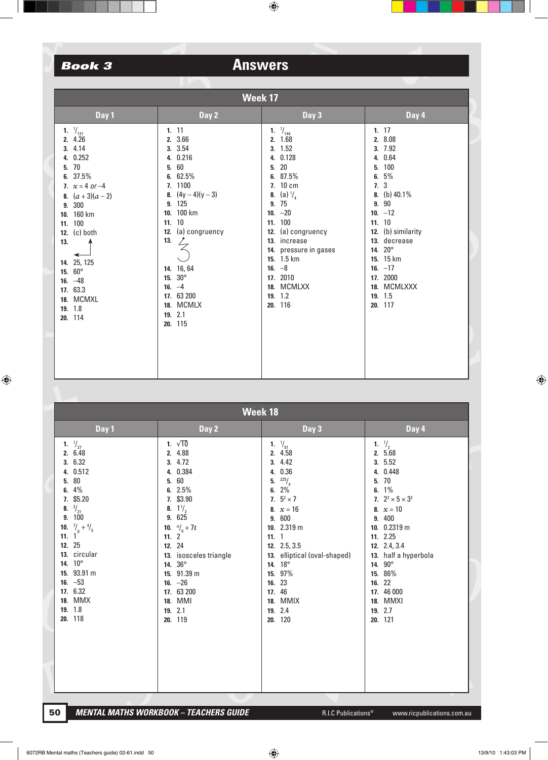# Book 3 Answers

## Week 17

| Day 1 | Day 2 | Day 3 | Day 4 |
|---|---|---|---|
| 1. $^1/_{121}$ | 1. 11 | 1. $^1/_{144}$ | 1. 17 |
| 2. 4.26 | 2. 3.66 | 2. 1.68 | 2. 8.08 |
| 3. 4.14 | 3. 3.54 | 3. 1.52 | 3. 7.92 |
| 4. 0.252 | 4. 0.216 | 4. 0.128 | 4. 0.64 |
| 5. 70 | 5. 60 | 5. 20 | 5. 100 |
| 6. 37.5% | 6. 62.5% | 6. 87.5% | 6. 5% |
| 7. $x = 4$ *or* –4 | 7. 1100 | 7. 10 cm | 7. 3 |
| 8. $(a + 3)(a - 2)$ | 8. $(4y - 4)(y - 3)$ | 8. (a) $^1/_4$ | 8. (b) 40.1% |
| 9. 300 | 9. 125 | 9. 75 | 9. 90 |
| 10. 160 km | 10. 100 km | 10. –20 | 10. –12 |
| 11. 100 | 11. 10 | 11. 100 | 11. 10 |
| 12. (c) both | 12. (a) congruency | 12. (a) congruency | 12. (b) similarity |
| 13. (diagram) | 13. (diagram) | 13. increase | 13. decrease |
| 14. 25, 125 | 14. 16, 64 | 14. pressure in gases | 14. 20° |
| 15. 60° | 15. 30° | 15. 1.5 km | 15. 15 km |
| 16. –48 | 16. –4 | 16. –8 | 16. –17 |
| 17. 63.3 | 17. 63 200 | 17. 2010 | 17. 2000 |
| 18. MCMXL | 18. MCMLX | 18. MCMLXX | 18. MCMLXXX |
| 19. 1.8 | 19. 2.1 | 19. 1.2 | 19. 1.5 |
| 20. 114 | 20. 115 | 20. 116 | 20. 117 |

## Week 18

| Day 1 | Day 2 | Day 3 | Day 4 |
|---|---|---|---|
| 1. $^1/_{27}$ | 1. $\sqrt{10}$ | 1. $^1/_{81}$ | 1. $^1/_2$ |
| 2. 6.48 | 2. 4.88 | 2. 4.58 | 2. 5.68 |
| 3. 6.32 | 3. 4.72 | 3. 4.42 | 3. 5.52 |
| 4. 0.512 | 4. 0.384 | 4. 0.36 | 4. 0.448 |
| 5. 80 | 5. 60 | 5. $^{225}/_4$ | 5. 70 |
| 6. 4% | 6. 2.5% | 6. 2% | 6. 1% |
| 7. \$5.20 | 7. \$3.90 | 7. $5^2 \times 7$ | 7. $2^2 \times 5 \times 3^2$ |
| 8. $^2/_{21}$ | 8. $1^1/_2$ | 8. $x = 16$ | 8. $x = 10$ |
| 9. 100 | 9. 625 | 9. 600 | 9. 400 |
| 10. $^7/_g + {^4/_5}$ | 10. $^a/_6 + 7t$ | 10. 2.319 m | 10. 0.2319 m |
| 11. 1 | 11. 2 | 11. 1 | 11. 2.25 |
| 12. 25 | 12. 24 | 12. 2.5, 3.5 | 12. 2.4, 3.4 |
| 13. circular | 13. isosceles triangle | 13. elliptical (oval-shaped) | 13. half a hyperbola |
| 14. 10° | 14. 36° | 14. 18° | 14. 90° |
| 15. 93.91 m | 15. 91.39 m | 15. 97% | 15. 86% |
| 16. –53 | 16. –26 | 16. 23 | 16. 22 |
| 17. 6.32 | 17. 63 200 | 17. 46 | 17. 46 000 |
| 18. MMX | 18. MMI | 18. MMIX | 18. MMXI |
| 19. 1.8 | 19. 2.1 | 19. 2.4 | 19. 2.7 |
| 20. 118 | 20. 119 | 20. 120 | 20. 121 |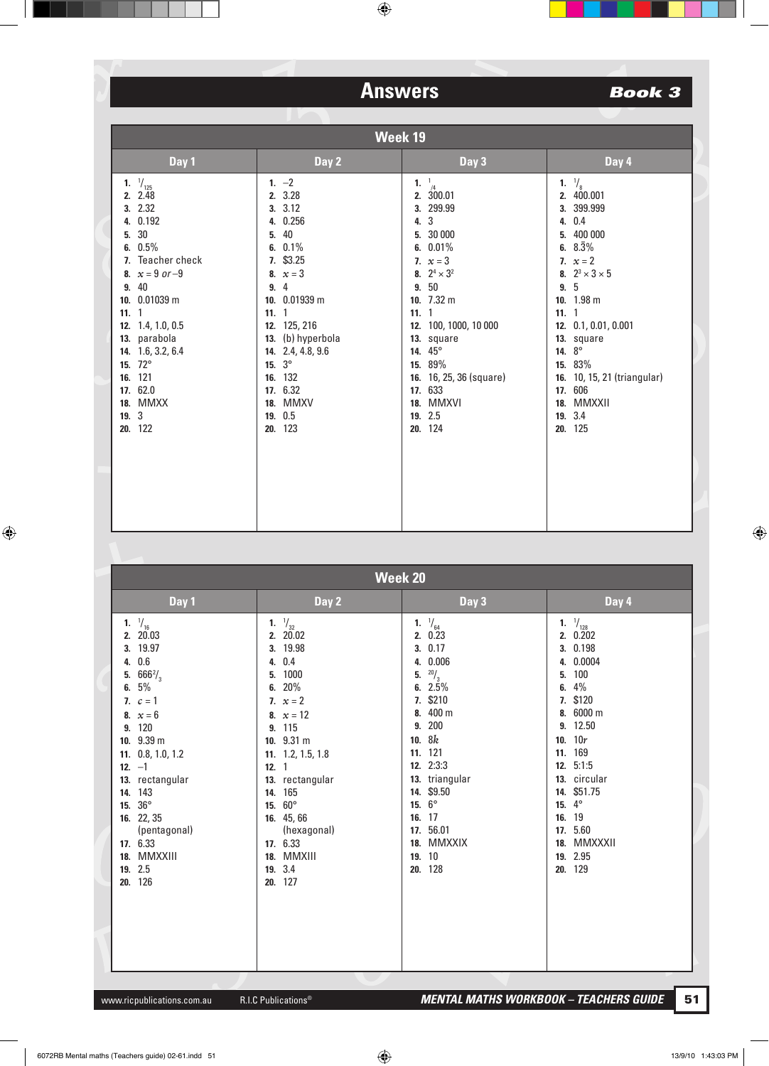# Answers

**Book 3**

## Week 19

| # | Day 1 | Day 2 | Day 3 | Day 4 |
|---|---|---|---|---|
| 1. | $^1/_{125}$ | –2 | $^1/_4$ | $^1/_8$ |
| 2. | 2.48 | 3.28 | 300.01 | 400.001 |
| 3. | 2.32 | 3.12 | 299.99 | 399.999 |
| 4. | 0.192 | 0.256 | 3 | 0.4 |
| 5. | 30 | 40 | 30 000 | 400 000 |
| 6. | 0.5% | 0.1% | 0.01% | $8.\bar{3}\%$ |
| 7. | Teacher check | $3.25 | $x = 3$ | $x = 2$ |
| 8. | $x = 9$ *or* –9 | $x = 3$ | $2^4 \times 3^2$ | $2^3 \times 3 \times 5$ |
| 9. | 40 | 4 | 50 | 5 |
| 10. | 0.01039 m | 0.01939 m | 7.32 m | 1.98 m |
| 11. | 1 | 1 | 1 | 1 |
| 12. | 1.4, 1.0, 0.5 | 125, 216 | 100, 1000, 10 000 | 0.1, 0.01, 0.001 |
| 13. | parabola | (b) hyperbola | square | square |
| 14. | 1.6, 3.2, 6.4 | 2.4, 4.8, 9.6 | 45° | 8° |
| 15. | 72° | 3° | 89% | 83% |
| 16. | 121 | 132 | 16, 25, 36 (square) | 10, 15, 21 (triangular) |
| 17. | 62.0 | 6.32 | 633 | 606 |
| 18. | MMXX | MMXV | MMXVI | MMXXII |
| 19. | 3 | 0.5 | 2.5 | 3.4 |
| 20. | 122 | 123 | 124 | 125 |

## Week 20

| # | Day 1 | Day 2 | Day 3 | Day 4 |
|---|---|---|---|---|
| 1. | $^1/_{16}$ | $^1/_{32}$ | $^1/_{64}$ | $^1/_{128}$ |
| 2. | 20.03 | 20.02 | 0.23 | 0.202 |
| 3. | 19.97 | 19.98 | 0.17 | 0.198 |
| 4. | 0.6 | 0.4 | 0.006 | 0.0004 |
| 5. | $666^2/_3$ | 1000 | $^{20}/_3$ | 100 |
| 6. | 5% | 20% | 2.5% | 4% |
| 7. | $c = 1$ | $x = 2$ | $210 | $120 |
| 8. | $x = 6$ | $x = 12$ | 400 m | 6000 m |
| 9. | 120 | 115 | 200 | 12.50 |
| 10. | 9.39 m | 9.31 m | $8k$ | $10r$ |
| 11. | 0.8, 1.0, 1.2 | 1.2, 1.5, 1.8 | 121 | 169 |
| 12. | –1 | 1 | 2:3:3 | 5:1:5 |
| 13. | rectangular | rectangular | triangular | circular |
| 14. | 143 | 165 | $9.50 | $51.75 |
| 15. | 36° | 60° | 6° | 4° |
| 16. | 22, 35 (pentagonal) | 45, 66 (hexagonal) | 17 | 19 |
| 17. | 6.33 | 6.33 | 56.01 | 5.60 |
| 18. | MMXXIII | MMXIII | MMXXIX | MMXXXII |
| 19. | 2.5 | 3.4 | 10 | 2.95 |
| 20. | 126 | 127 | 128 | 129 |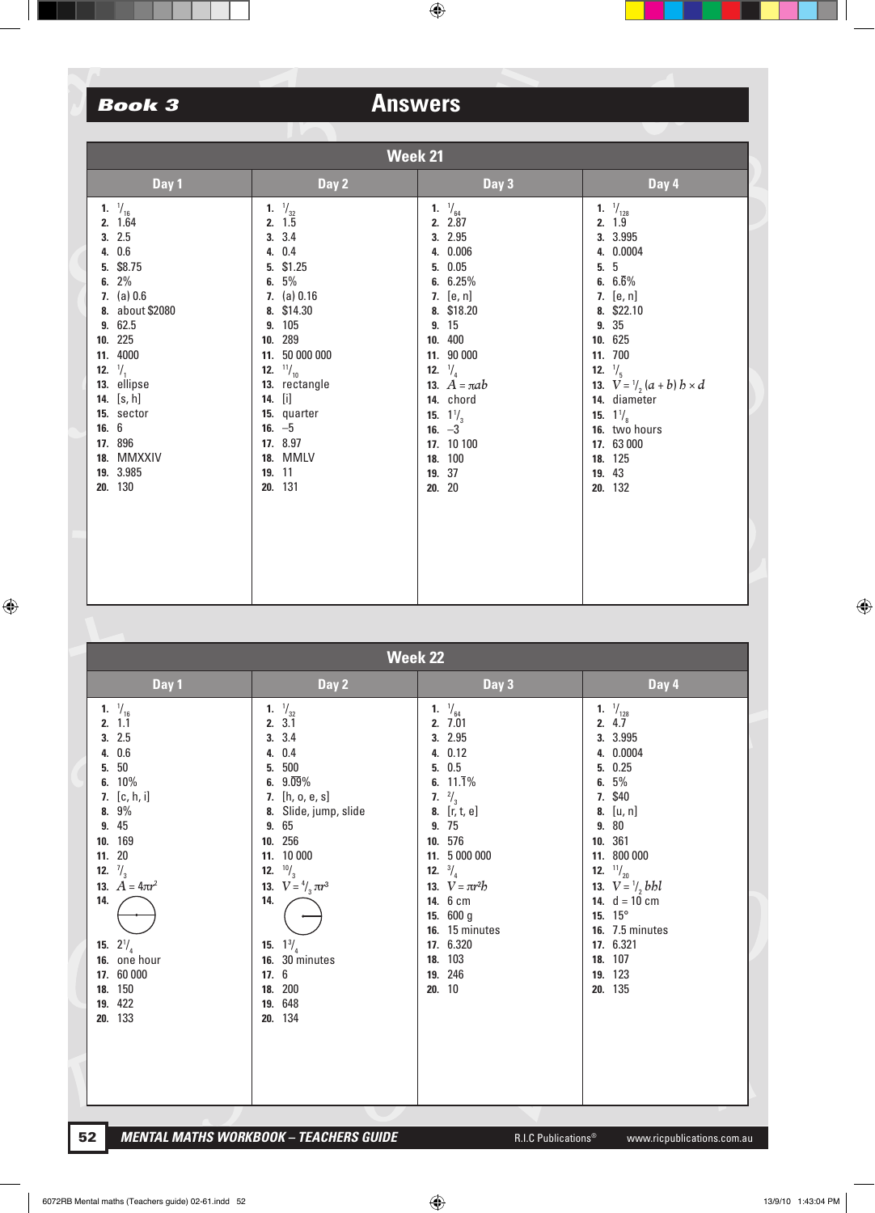# Book 3 Answers

## Week 21

| | Day 1 | Day 2 | Day 3 | Day 4 |
|---|---|---|---|---|
| 1. | $^1/_{16}$ | $^1/_{32}$ | $^1/_{64}$ | $^1/_{128}$ |
| 2. | 1.64 | 1.5 | 2.87 | 1.9 |
| 3. | 2.5 | 3.4 | 2.95 | 3.995 |
| 4. | 0.6 | 0.4 | 0.006 | 0.0004 |
| 5. | $8.75 | $1.25 | 0.05 | 5 |
| 6. | 2% | 5% | 6.25% | $6.\dot{6}\%$ |
| 7. | (a) 0.6 | (a) 0.16 | [e, n] | [e, n] |
| 8. | about $2080 | $14.30 | $18.20 | $22.10 |
| 9. | 62.5 | 105 | 15 | 35 |
| 10. | 225 | 289 | 400 | 625 |
| 11. | 4000 | 50 000 000 | 90 000 | 700 |
| 12. | $^1/_1$ | $^{11}/_{10}$ | $^1/_4$ | $^1/_5$ |
| 13. | ellipse | rectangle | $A = \pi ab$ | $V = {}^1/_2\,(a + b)\,h \times d$ |
| 14. | [s, h] | [i] | chord | diameter |
| 15. | sector | quarter | $1^1/_3$ | $1^1/_8$ |
| 16. | 6 | –5 | –3 | two hours |
| 17. | 896 | 8.97 | 10 100 | 63 000 |
| 18. | MMXXIV | MMLV | 100 | 125 |
| 19. | 3.985 | 11 | 37 | 43 |
| 20. | 130 | 131 | 20 | 132 |

## Week 22

| | Day 1 | Day 2 | Day 3 | Day 4 |
|---|---|---|---|---|
| 1. | $^1/_{16}$ | $^1/_{32}$ | $^1/_{64}$ | $^1/_{128}$ |
| 2. | 1.1 | 3.1 | 7.01 | 4.7 |
| 3. | 2.5 | 3.4 | 2.95 | 3.995 |
| 4. | 0.6 | 0.4 | 0.12 | 0.0004 |
| 5. | 50 | 500 | 0.5 | 0.25 |
| 6. | 10% | $9.\overline{09}\%$ | $11.\overline{1}\%$ | 5% |
| 7. | [c, h, i] | [h, o, e, s] | $^2/_3$ | $40 |
| 8. | 9% | Slide, jump, slide | [r, t, e] | [u, n] |
| 9. | 45 | 65 | 75 | 80 |
| 10. | 169 | 256 | 576 | 361 |
| 11. | 20 | 10 000 | 5 000 000 | 800 000 |
| 12. | $^7/_3$ | $^{10}/_3$ | $^3/_4$ | $^{11}/_{20}$ |
| 13. | $A = 4\pi r^2$ | $V = {}^4/_3\,\pi r^3$ | $V = \pi r^2 h$ | $V = {}^1/_2\,bhl$ |
| 14. | (circle diagram) | (circle diagram) | 6 cm | d = 10 cm |
| 15. | $2^1/_4$ | $1^3/_4$ | 600 g | 15° |
| 16. | one hour | 30 minutes | 15 minutes | 7.5 minutes |
| 17. | 60 000 | 6 | 6.320 | 6.321 |
| 18. | 150 | 200 | 103 | 107 |
| 19. | 422 | 648 | 246 | 123 |
| 20. | 133 | 134 | 10 | 135 |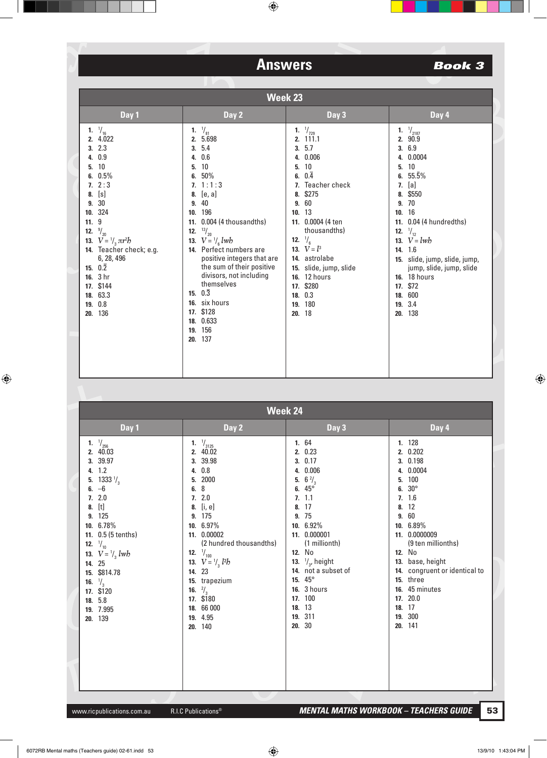# Answers

**Book 3**

## Week 23

| Day 1 | Day 2 | Day 3 | Day 4 |
|---|---|---|---|
| 1. $^1/_{16}$ | 1. $^1/_{81}$ | 1. $^1/_{729}$ | 1. $^1/_{2187}$ |
| 2. 4.022 | 2. 5.698 | 2. 111.1 | 2. 90.9 |
| 3. 2.3 | 3. 5.4 | 3. 5.7 | 3. 6.9 |
| 4. 0.9 | 4. 0.6 | 4. 0.006 | 4. 0.0004 |
| 5. 10 | 5. 10 | 5. 10 | 5. 10 |
| 6. 0.5% | 6. 50% | 6. $0.\overline{4}$ | 6. $55.\overline{5}\%$ |
| 7. 2 : 3 | 7. 1 : 1 : 3 | 7. Teacher check | 7. [a] |
| 8. [s] | 8. [e, a] | 8. $275 | 8. $550 |
| 9. 30 | 9. 40 | 9. 60 | 9. 70 |
| 10. 324 | 10. 196 | 10. 13 | 10. 16 |
| 11. 9 | 11. 0.004 (4 thousandths) | 11. 0.0004 (4 ten thousandths) | 11. 0.04 (4 hundredths) |
| 12. $^9/_{20}$ | 12. $^{13}/_{20}$ | 12. $^1/_6$ | 12. $^1/_{12}$ |
| 13. $V = {^1/_3}\pi r^2h$ | 13. $V = {^1/_6}\,lwh$ | 13. $V = l^3$ | 13. $V = lwh$ |
| 14. Teacher check; e.g. 6, 28, 496 | 14. Perfect numbers are positive integers that are the sum of their positive divisors, not including themselves | 14. astrolabe | 14. 1.6 |
| 15. $0.\overline{2}$ | 15. $0.\overline{3}$ | 15. slide, jump, slide | 15. slide, jump, slide, jump, jump, slide, jump, slide |
| 16. 3 hr | 16. six hours | 16. 12 hours | 16. 18 hours |
| 17. $144 | 17. $128 | 17. $280 | 17. $72 |
| 18. 63.3 | 18. 0.633 | 18. 0.3 | 18. 600 |
| 19. 0.8 | 19. 156 | 19. 180 | 19. 3.4 |
| 20. 136 | 20. 137 | 20. 18 | 20. 138 |

## Week 24

| Day 1 | Day 2 | Day 3 | Day 4 |
|---|---|---|---|
| 1. $^1/_{256}$ | 1. $^1/_{3125}$ | 1. 64 | 1. 128 |
| 2. 40.03 | 2. 40.02 | 2. 0.23 | 2. 0.202 |
| 3. 39.97 | 3. 39.98 | 3. 0.17 | 3. 0.198 |
| 4. 1.2 | 4. 0.8 | 4. 0.006 | 4. 0.0004 |
| 5. 1333 $^1/_3$ | 5. 2000 | 5. 6 $^2/_3$ | 5. 100 |
| 6. –6 | 6. 8 | 6. 45° | 6. 30° |
| 7. 2.0 | 7. 2.0 | 7. 1.1 | 7. 1.6 |
| 8. [t] | 8. [i, e] | 8. 17 | 8. 12 |
| 9. 125 | 9. 175 | 9. 75 | 9. 60 |
| 10. 6.78% | 10. 6.97% | 10. 6.92% | 10. 6.89% |
| 11. 0.5 (5 tenths) | 11. 0.00002 (2 hundred thousandths) | 11. 0.000001 (1 millionth) | 11. 0.0000009 (9 ten millionths) |
| 12. $^1/_{10}$ | 12. $^1/_{100}$ | 12. No | 12. No |
| 13. $V = {^1/_3}\,lwh$ | 13. $V = {^1/_3}\,l^2h$ | 13. $^1/_3$, height | 13. base, height |
| 14. 25 | 14. 23 | 14. not a subset of | 14. congruent or identical to |
| 15. $814.78 | 15. trapezium | 15. 45° | 15. three |
| 16. $^1/_3$ | 16. $^2/_3$ | 16. 3 hours | 16. 45 minutes |
| 17. $120 | 17. $180 | 17. 100 | 17. 20.0 |
| 18. 5.8 | 18. 66 000 | 18. 13 | 18. 17 |
| 19. 7.995 | 19. 4.95 | 19. 311 | 19. 300 |
| 20. 139 | 20. 140 | 20. 30 | 20. 141 |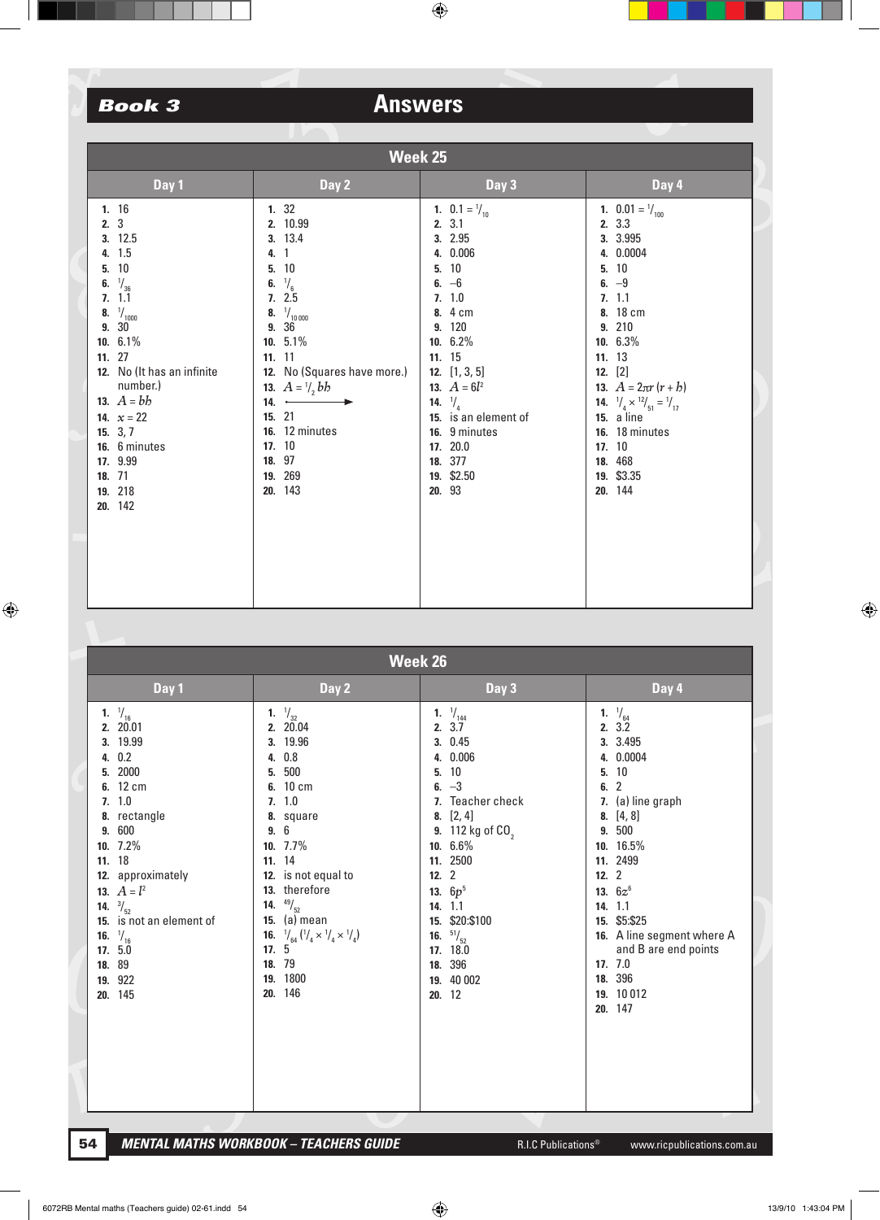# Book 3 Answers

## Week 25

| Day 1 | Day 2 | Day 3 | Day 4 |
|---|---|---|---|
| 1. 16 | 1. 32 | 1. $0.1 = \frac{1}{10}$ | 1. $0.01 = \frac{1}{100}$ |
| 2. 3 | 2. 10.99 | 2. 3.1 | 2. 3.3 |
| 3. 12.5 | 3. 13.4 | 3. 2.95 | 3. 3.995 |
| 4. 1.5 | 4. 1 | 4. 0.006 | 4. 0.0004 |
| 5. 10 | 5. 10 | 5. 10 | 5. 10 |
| 6. $\frac{1}{36}$ | 6. $\frac{1}{6}$ | 6. –6 | 6. –9 |
| 7. 1.1 | 7. 2.5 | 7. 1.0 | 7. 1.1 |
| 8. $\frac{1}{1000}$ | 8. $\frac{1}{10\,000}$ | 8. 4 cm | 8. 18 cm |
| 9. 30 | 9. 36 | 9. 120 | 9. 210 |
| 10. 6.1% | 10. 5.1% | 10. 6.2% | 10. 6.3% |
| 11. 27 | 11. 11 | 11. 15 | 11. 13 |
| 12. No (It has an infinite number.) | 12. No (Squares have more.) | 12. [1, 3, 5] | 12. [2] |
| 13. $A = bh$ | 13. $A = \frac{1}{2}bh$ | 13. $A = 6l^2$ | 13. $A = 2\pi r\,(r + h)$ |
| 14. $x = 22$ | 14. ⟶ | 14. $\frac{1}{4}$ | 14. $\frac{1}{4} \times \frac{12}{51} = \frac{1}{17}$ |
| 15. 3, 7 | 15. 21 | 15. is an element of | 15. a line |
| 16. 6 minutes | 16. 12 minutes | 16. 9 minutes | 16. 18 minutes |
| 17. 9.99 | 17. 10 | 17. 20.0 | 17. 10 |
| 18. 71 | 18. 97 | 18. 377 | 18. 468 |
| 19. 218 | 19. 269 | 19. $2.50 | 19. $3.35 |
| 20. 142 | 20. 143 | 20. 93 | 20. 144 |

## Week 26

| Day 1 | Day 2 | Day 3 | Day 4 |
|---|---|---|---|
| 1. $\frac{1}{16}$ | 1. $\frac{1}{32}$ | 1. $\frac{1}{144}$ | 1. $\frac{1}{64}$ |
| 2. 20.01 | 2. 20.04 | 2. 3.7 | 2. 3.2 |
| 3. 19.99 | 3. 19.96 | 3. 0.45 | 3. 3.495 |
| 4. 0.2 | 4. 0.8 | 4. 0.006 | 4. 0.0004 |
| 5. 2000 | 5. 500 | 5. 10 | 5. 10 |
| 6. 12 cm | 6. 10 cm | 6. –3 | 6. 2 |
| 7. 1.0 | 7. 1.0 | 7. Teacher check | 7. (a) line graph |
| 8. rectangle | 8. square | 8. [2, 4] | 8. [4, 8] |
| 9. 600 | 9. 6 | 9. 112 kg of $CO_2$ | 9. 500 |
| 10. 7.2% | 10. 7.7% | 10. 6.6% | 10. 16.5% |
| 11. 18 | 11. 14 | 11. 2500 | 11. 2499 |
| 12. approximately | 12. is not equal to | 12. 2 | 12. 2 |
| 13. $A = l^2$ | 13. therefore | 13. $6p^5$ | 13. $6z^6$ |
| 14. $\frac{3}{52}$ | 14. $\frac{49}{52}$ | 14. 1.1 | 14. 1.1 |
| 15. is not an element of | 15. (a) mean | 15. $20:$100 | 15. $5:$25 |
| 16. $\frac{1}{16}$ | 16. $\frac{1}{64}\,(\frac{1}{4} \times \frac{1}{4} \times \frac{1}{4})$ | 16. $\frac{51}{52}$ | 16. A line segment where A and B are end points |
| 17. 5.0 | 17. 5 | 17. 18.0 | 17. 7.0 |
| 18. 89 | 18. 79 | 18. 396 | 18. 396 |
| 19. 922 | 19. 1800 | 19. 40 002 | 19. 10 012 |
| 20. 145 | 20. 146 | 20. 12 | 20. 147 |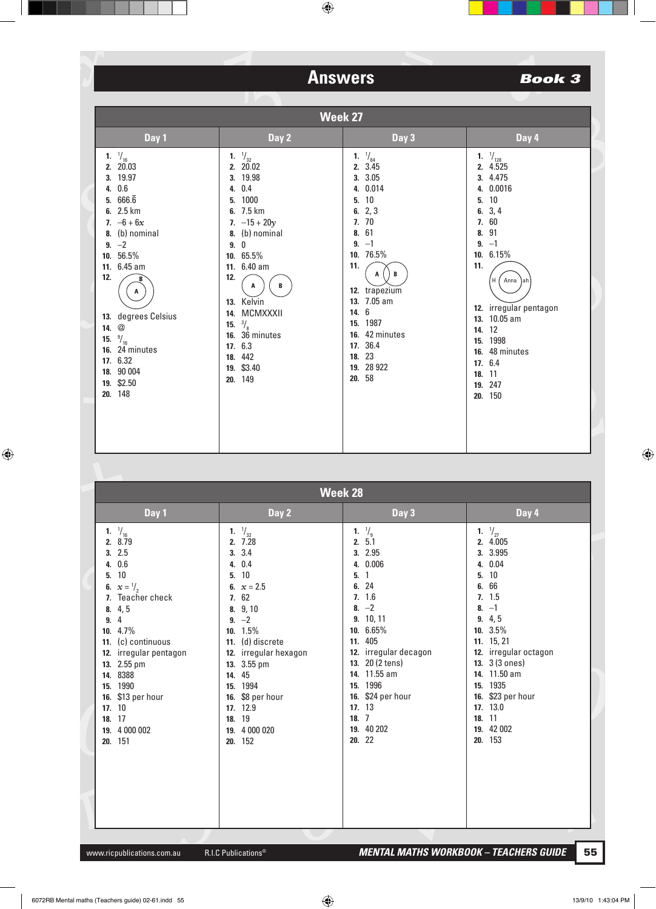# Answers

**Book 3**

## Week 27

| Day 1 | Day 2 | Day 3 | Day 4 |
|---|---|---|---|
| 1. $^1/_{16}$ | 1. $^1/_{32}$ | 1. $^1/_{64}$ | 1. $^1/_{128}$ |
| 2. 20.03 | 2. 20.02 | 2. 3.45 | 2. 4.525 |
| 3. 19.97 | 3. 19.98 | 3. 3.05 | 3. 4.475 |
| 4. 0.6 | 4. 0.4 | 4. 0.014 | 4. 0.0016 |
| 5. $666.\overline{6}$ | 5. 1000 | 5. 10 | 5. 10 |
| 6. 2.5 km | 6. 7.5 km | 6. 2, 3 | 6. 3, 4 |
| 7. $-6 + 6x$ | 7. $-15 + 20y$ | 7. 70 | 7. 60 |
| 8. (b) nominal | 8. (b) nominal | 8. 61 | 8. 91 |
| 9. –2 | 9. 0 | 9. –1 | 9. –1 |
| 10. 56.5% | 10. 65.5% | 10. 76.5% | 10. 6.15% |
| 11. 6.45 am | 11. 6.40 am | 11. (Venn diagram: A, B overlapping) | 11. (Venn diagram: H, Anna, ah) |
| 12. (Venn diagram: A inside B) | 12. (Venn diagram: A, B separate) | 12. trapezium | 12. irregular pentagon |
| 13. degrees Celsius | 13. Kelvin | 13. 7.05 am | 13. 10.05 am |
| 14. @ | 14. MCMXXXII | 14. 6 | 14. 12 |
| 15. $^9/_{16}$ | 15. $^3/_8$ | 15. 1987 | 15. 1998 |
| 16. 24 minutes | 16. 36 minutes | 16. 42 minutes | 16. 48 minutes |
| 17. 6.32 | 17. 6.3 | 17. 36.4 | 17. 6.4 |
| 18. 90 004 | 18. 442 | 18. 23 | 18. 11 |
| 19. $2.50 | 19. $3.40 | 19. 28 922 | 19. 247 |
| 20. 148 | 20. 149 | 20. 58 | 20. 150 |

## Week 28

| Day 1 | Day 2 | Day 3 | Day 4 |
|---|---|---|---|
| 1. $^1/_{16}$ | 1. $^1/_{32}$ | 1. $^1/_9$ | 1. $^1/_{27}$ |
| 2. 8.79 | 2. 7.28 | 2. 5.1 | 2. 4.005 |
| 3. 2.5 | 3. 3.4 | 3. 2.95 | 3. 3.995 |
| 4. 0.6 | 4. 0.4 | 4. 0.006 | 4. 0.04 |
| 5. 10 | 5. 10 | 5. 1 | 5. 10 |
| 6. $x = {}^1/_2$ | 6. $x = 2.5$ | 6. 24 | 6. 66 |
| 7. Teacher check | 7. 62 | 7. 1.6 | 7. 1.5 |
| 8. 4, 5 | 8. 9, 10 | 8. –2 | 8. –1 |
| 9. 4 | 9. –2 | 9. 10, 11 | 9. 4, 5 |
| 10. 4.7% | 10. 1.5% | 10. 6.65% | 10. 3.5% |
| 11. (c) continuous | 11. (d) discrete | 11. 405 | 11. 15, 21 |
| 12. irregular pentagon | 12. irregular hexagon | 12. irregular decagon | 12. irregular octagon |
| 13. 2.55 pm | 13. 3.55 pm | 13. 20 (2 tens) | 13. 3 (3 ones) |
| 14. 8388 | 14. 45 | 14. 11.55 am | 14. 11.50 am |
| 15. 1990 | 15. 1994 | 15. 1996 | 15. 1935 |
| 16. $13 per hour | 16. $8 per hour | 16. $24 per hour | 16. $23 per hour |
| 17. 10 | 17. 12.9 | 17. 13 | 17. 13.0 |
| 18. 17 | 18. 19 | 18. 7 | 18. 11 |
| 19. 4 000 002 | 19. 4 000 020 | 19. 40 202 | 19. 42 002 |
| 20. 151 | 20. 152 | 20. 22 | 20. 153 |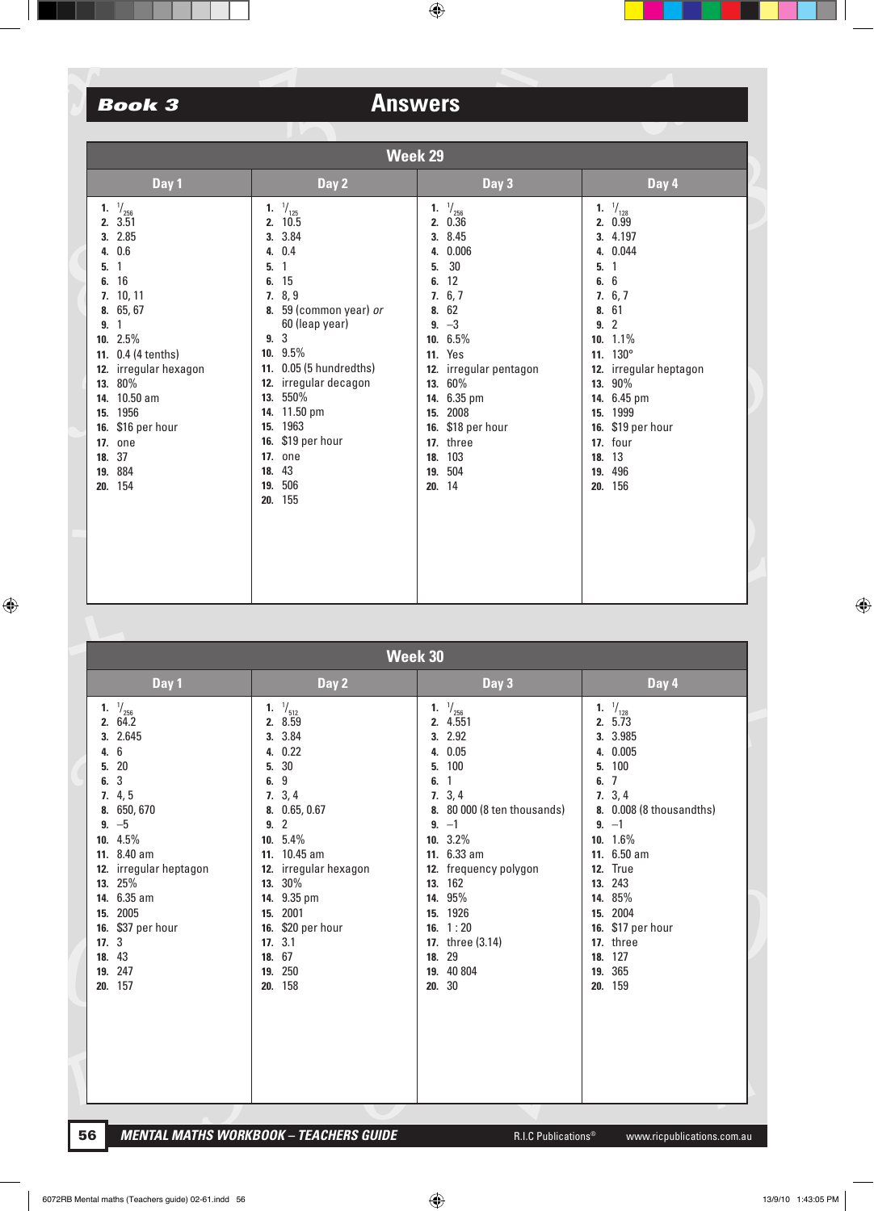# Book 3 — Answers

## Week 29

| # | Day 1 | Day 2 | Day 3 | Day 4 |
|---|---|---|---|---|
| 1. | $^1/_{256}$ | $^1/_{125}$ | $^1/_{256}$ | $^1/_{128}$ |
| 2. | 3.51 | 10.5 | 0.36 | 0.99 |
| 3. | 2.85 | 3.84 | 8.45 | 4.197 |
| 4. | 0.6 | 0.4 | 0.006 | 0.044 |
| 5. | 1 | 1 | 30 | 1 |
| 6. | 16 | 15 | 12 | 6 |
| 7. | 10, 11 | 8, 9 | 6, 7 | 6, 7 |
| 8. | 65, 67 | 59 (common year) *or* 60 (leap year) | 62 | 61 |
| 9. | 1 | 3 | –3 | 2 |
| 10. | 2.5% | 9.5% | 6.5% | 1.1% |
| 11. | 0.4 (4 tenths) | 0.05 (5 hundredths) | Yes | 130° |
| 12. | irregular hexagon | irregular decagon | irregular pentagon | irregular heptagon |
| 13. | 80% | 550% | 60% | 90% |
| 14. | 10.50 am | 11.50 pm | 6.35 pm | 6.45 pm |
| 15. | 1956 | 1963 | 2008 | 1999 |
| 16. | $16 per hour | $19 per hour | $18 per hour | $19 per hour |
| 17. | one | one | three | four |
| 18. | 37 | 43 | 103 | 13 |
| 19. | 884 | 506 | 504 | 496 |
| 20. | 154 | 155 | 14 | 156 |

## Week 30

| # | Day 1 | Day 2 | Day 3 | Day 4 |
|---|---|---|---|---|
| 1. | $^1/_{256}$ | $^1/_{512}$ | $^1/_{256}$ | $^1/_{128}$ |
| 2. | 64.2 | 8.59 | 4.551 | 5.73 |
| 3. | 2.645 | 3.84 | 2.92 | 3.985 |
| 4. | 6 | 0.22 | 0.05 | 0.005 |
| 5. | 20 | 30 | 100 | 100 |
| 6. | 3 | 9 | 1 | 7 |
| 7. | 4, 5 | 3, 4 | 3, 4 | 3, 4 |
| 8. | 650, 670 | 0.65, 0.67 | 80 000 (8 ten thousands) | 0.008 (8 thousandths) |
| 9. | –5 | 2 | –1 | –1 |
| 10. | 4.5% | 5.4% | 3.2% | 1.6% |
| 11. | 8.40 am | 10.45 am | 6.33 am | 6.50 am |
| 12. | irregular heptagon | irregular hexagon | frequency polygon | True |
| 13. | 25% | 30% | 162 | 243 |
| 14. | 6.35 am | 9.35 pm | 95% | 85% |
| 15. | 2005 | 2001 | 1926 | 2004 |
| 16. | $37 per hour | $20 per hour | 1 : 20 | $17 per hour |
| 17. | 3 | 3.1 | three (3.14) | three |
| 18. | 43 | 67 | 29 | 127 |
| 19. | 247 | 250 | 40 804 | 365 |
| 20. | 157 | 158 | 30 | 159 |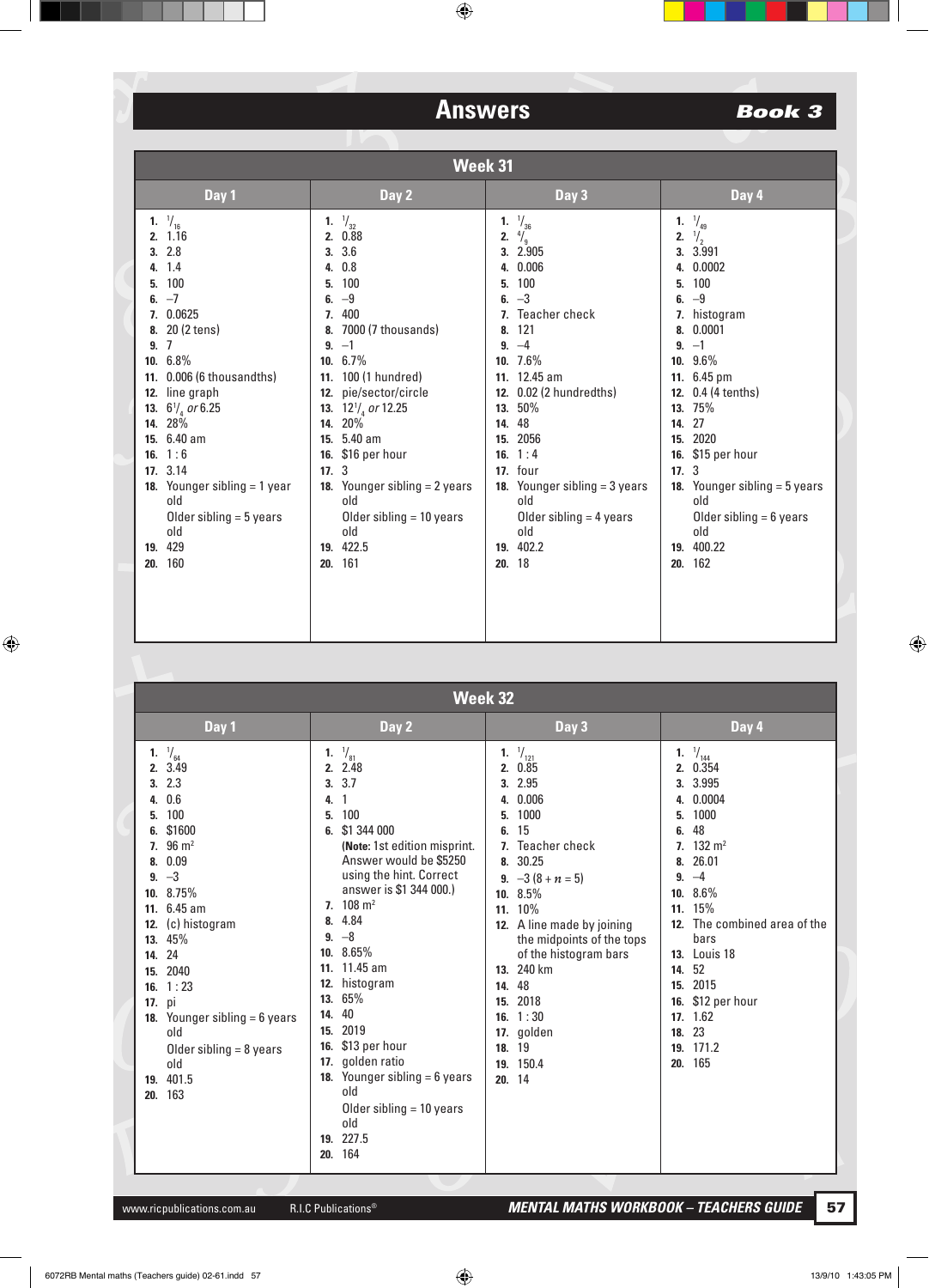# Answers

## Book 3

### Week 31

| Day 1 | Day 2 | Day 3 | Day 4 |
|---|---|---|---|
| 1. $^1/_{16}$ | 1. $^1/_{32}$ | 1. $^1/_{36}$ | 1. $^1/_{49}$ |
| 2. 1.16 | 2. 0.88 | 2. $^4/_9$ | 2. $^1/_2$ |
| 3. 2.8 | 3. 3.6 | 3. 2.905 | 3. 3.991 |
| 4. 1.4 | 4. 0.8 | 4. 0.006 | 4. 0.0002 |
| 5. 100 | 5. 100 | 5. 100 | 5. 100 |
| 6. –7 | 6. –9 | 6. –3 | 6. –9 |
| 7. 0.0625 | 7. 400 | 7. Teacher check | 7. histogram |
| 8. 20 (2 tens) | 8. 7000 (7 thousands) | 8. 121 | 8. 0.0001 |
| 9. 7 | 9. –1 | 9. –4 | 9. –1 |
| 10. 6.8% | 10. 6.7% | 10. 7.6% | 10. 9.6% |
| 11. 0.006 (6 thousandths) | 11. 100 (1 hundred) | 11. 12.45 am | 11. 6.45 pm |
| 12. line graph | 12. pie/sector/circle | 12. 0.02 (2 hundredths) | 12. 0.4 (4 tenths) |
| 13. $6^1/_4$ *or* 6.25 | 13. $12^1/_4$ *or* 12.25 | 13. 50% | 13. 75% |
| 14. 28% | 14. 20% | 14. 48 | 14. 27 |
| 15. 6.40 am | 15. 5.40 am | 15. 2056 | 15. 2020 |
| 16. 1 : 6 | 16. $16 per hour | 16. 1 : 4 | 16. $15 per hour |
| 17. 3.14 | 17. 3 | 17. four | 17. 3 |
| 18. Younger sibling = 1 year old; Older sibling = 5 years old | 18. Younger sibling = 2 years old; Older sibling = 10 years old | 18. Younger sibling = 3 years old; Older sibling = 4 years old | 18. Younger sibling = 5 years old; Older sibling = 6 years old |
| 19. 429 | 19. 422.5 | 19. 402.2 | 19. 400.22 |
| 20. 160 | 20. 161 | 20. 18 | 20. 162 |

### Week 32

| Day 1 | Day 2 | Day 3 | Day 4 |
|---|---|---|---|
| 1. $^1/_{64}$ | 1. $^1/_{81}$ | 1. $^1/_{121}$ | 1. $^1/_{144}$ |
| 2. 3.49 | 2. 2.48 | 2. 0.85 | 2. 0.354 |
| 3. 2.3 | 3. 3.7 | 3. 2.95 | 3. 3.995 |
| 4. 0.6 | 4. 1 | 4. 0.006 | 4. 0.0004 |
| 5. 100 | 5. 100 | 5. 1000 | 5. 1000 |
| 6. $1600 | 6. $1 344 000 (**Note:** 1st edition misprint. Answer would be $5250 using the hint. Correct answer is $1 344 000.) | 6. 15 | 6. 48 |
| 7. 96 $m^2$ | 7. 108 $m^2$ | 7. Teacher check | 7. 132 $m^2$ |
| 8. 0.09 | 8. 4.84 | 8. 30.25 | 8. 26.01 |
| 9. –3 | 9. –8 | 9. –3 ($8 + n = 5$) | 9. –4 |
| 10. 8.75% | 10. 8.65% | 10. 8.5% | 10. 8.6% |
| 11. 6.45 am | 11. 11.45 am | 11. 10% | 11. 15% |
| 12. (c) histogram | 12. histogram | 12. A line made by joining the midpoints of the tops of the histogram bars | 12. The combined area of the bars |
| 13. 45% | 13. 65% | 13. 240 km | 13. Louis 18 |
| 14. 24 | 14. 40 | 14. 48 | 14. 52 |
| 15. 2040 | 15. 2019 | 15. 2018 | 15. 2015 |
| 16. 1 : 23 | 16. $13 per hour | 16. 1 : 30 | 16. $12 per hour |
| 17. pi | 17. golden ratio | 17. golden | 17. 1.62 |
| 18. Younger sibling = 6 years old; Older sibling = 8 years old | 18. Younger sibling = 6 years old; Older sibling = 10 years old | 18. 19 | 18. 23 |
| 19. 401.5 | 19. 227.5 | 19. 150.4 | 19. 171.2 |
| 20. 163 | 20. 164 | 20. 14 | 20. 165 |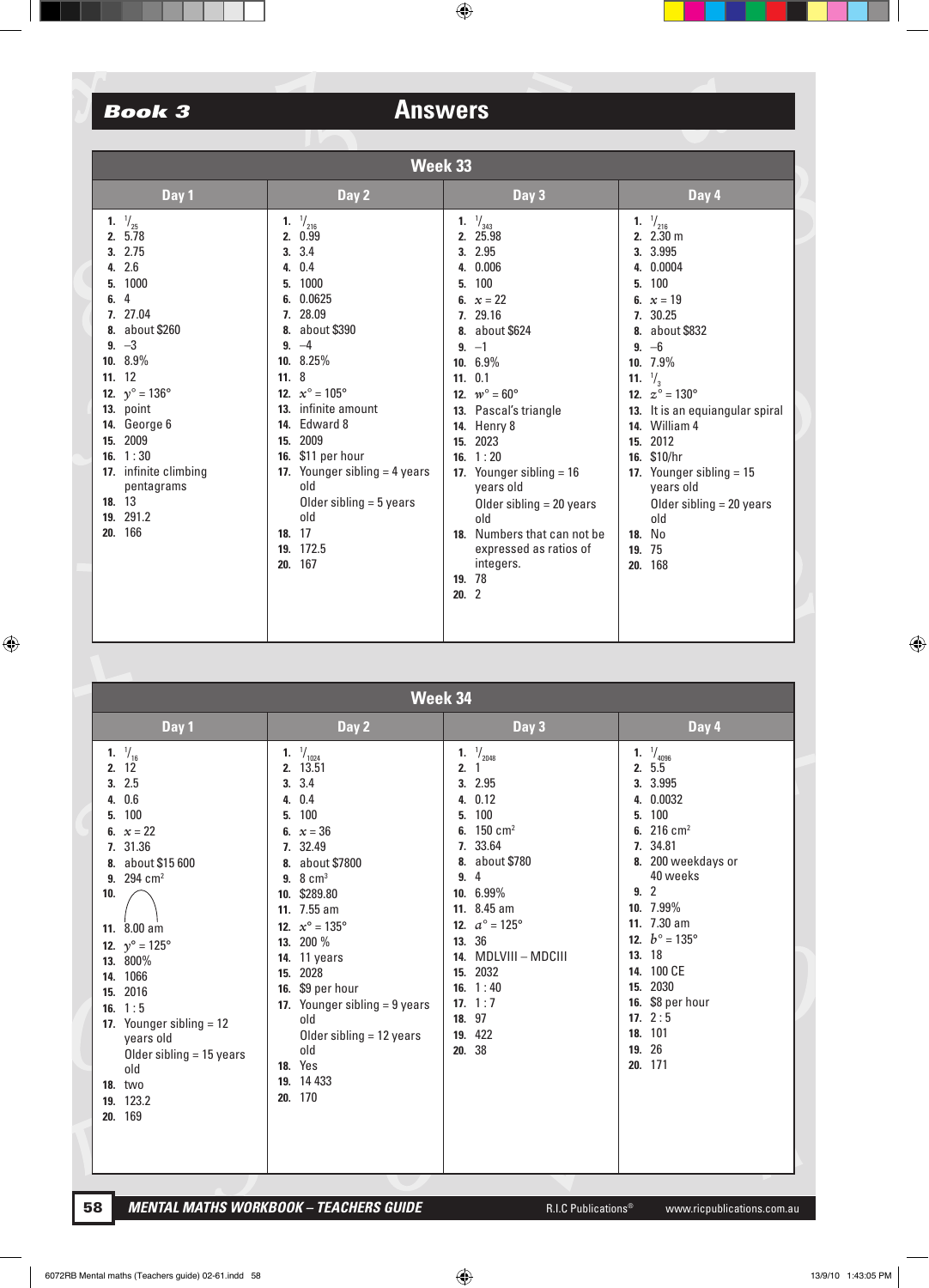# Book 3 — Answers

## Week 33

| Day 1 | Day 2 | Day 3 | Day 4 |
|---|---|---|---|
| 1. $^1/_{25}$ | 1. $^1/_{216}$ | 1. $^1/_{343}$ | 1. $^1/_{216}$ |
| 2. 5.78 | 2. 0.99 | 2. 25.98 | 2. 2.30 m |
| 3. 2.75 | 3. 3.4 | 3. 2.95 | 3. 3.995 |
| 4. 2.6 | 4. 0.4 | 4. 0.006 | 4. 0.0004 |
| 5. 1000 | 5. 1000 | 5. 100 | 5. 100 |
| 6. 4 | 6. 0.0625 | 6. $x = 22$ | 6. $x = 19$ |
| 7. 27.04 | 7. 28.09 | 7. 29.16 | 7. 30.25 |
| 8. about $260 | 8. about $390 | 8. about $624 | 8. about $832 |
| 9. –3 | 9. –4 | 9. –1 | 9. –6 |
| 10. 8.9% | 10. 8.25% | 10. 6.9% | 10. 7.9% |
| 11. 12 | 11. 8 | 11. 0.1 | 11. $^1/_3$ |
| 12. $y° = 136°$ | 12. $x° = 105°$ | 12. $w° = 60°$ | 12. $z° = 130°$ |
| 13. point | 13. infinite amount | 13. Pascal's triangle | 13. It is an equiangular spiral |
| 14. George 6 | 14. Edward 8 | 14. Henry 8 | 14. William 4 |
| 15. 2009 | 15. 2009 | 15. 2023 | 15. 2012 |
| 16. 1 : 30 | 16. $11 per hour | 16. 1 : 20 | 16. $10/hr |
| 17. infinite climbing pentagrams | 17. Younger sibling = 4 years old; Older sibling = 5 years old | 17. Younger sibling = 16 years old; Older sibling = 20 years old | 17. Younger sibling = 15 years old; Older sibling = 20 years old |
| 18. 13 | 18. 17 | 18. Numbers that can not be expressed as ratios of integers. | 18. No |
| 19. 291.2 | 19. 172.5 | 19. 78 | 19. 75 |
| 20. 166 | 20. 167 | 20. 2 | 20. 168 |

## Week 34

| Day 1 | Day 2 | Day 3 | Day 4 |
|---|---|---|---|
| 1. $^1/_{16}$ | 1. $^1/_{1024}$ | 1. $^1/_{2048}$ | 1. $^1/_{4096}$ |
| 2. 12 | 2. 13.51 | 2. 1 | 2. 5.5 |
| 3. 2.5 | 3. 3.4 | 3. 2.95 | 3. 3.995 |
| 4. 0.6 | 4. 0.4 | 4. 0.12 | 4. 0.0032 |
| 5. 100 | 5. 100 | 5. 100 | 5. 100 |
| 6. $x = 22$ | 6. $x = 36$ | 6. 150 cm² | 6. 216 cm² |
| 7. 31.36 | 7. 32.49 | 7. 33.64 | 7. 34.81 |
| 8. about $15 600 | 8. about $7800 | 8. about $780 | 8. 200 weekdays or 40 weeks |
| 9. 294 cm² | 9. 8 cm³ | 9. 4 | 9. 2 |
| 10. (arch drawing) | 10. $289.80 | 10. 6.99% | 10. 7.99% |
| 11. 8.00 am | 11. 7.55 am | 11. 8.45 am | 11. 7.30 am |
| 12. $y° = 125°$ | 12. $x° = 135°$ | 12. $a° = 125°$ | 12. $b° = 135°$ |
| 13. 800% | 13. 200 % | 13. 36 | 13. 18 |
| 14. 1066 | 14. 11 years | 14. MDLVIII – MDCIII | 14. 100 CE |
| 15. 2016 | 15. 2028 | 15. 2032 | 15. 2030 |
| 16. 1 : 5 | 16. $9 per hour | 16. 1 : 40 | 16. $8 per hour |
| 17. Younger sibling = 12 years old; Older sibling = 15 years old | 17. Younger sibling = 9 years old; Older sibling = 12 years old | 17. 1 : 7 | 17. 2 : 5 |
| 18. two | 18. Yes | 18. 97 | 18. 101 |
| 19. 123.2 | 19. 14 433 | 19. 422 | 19. 26 |
| 20. 169 | 20. 170 | 20. 38 | 20. 171 |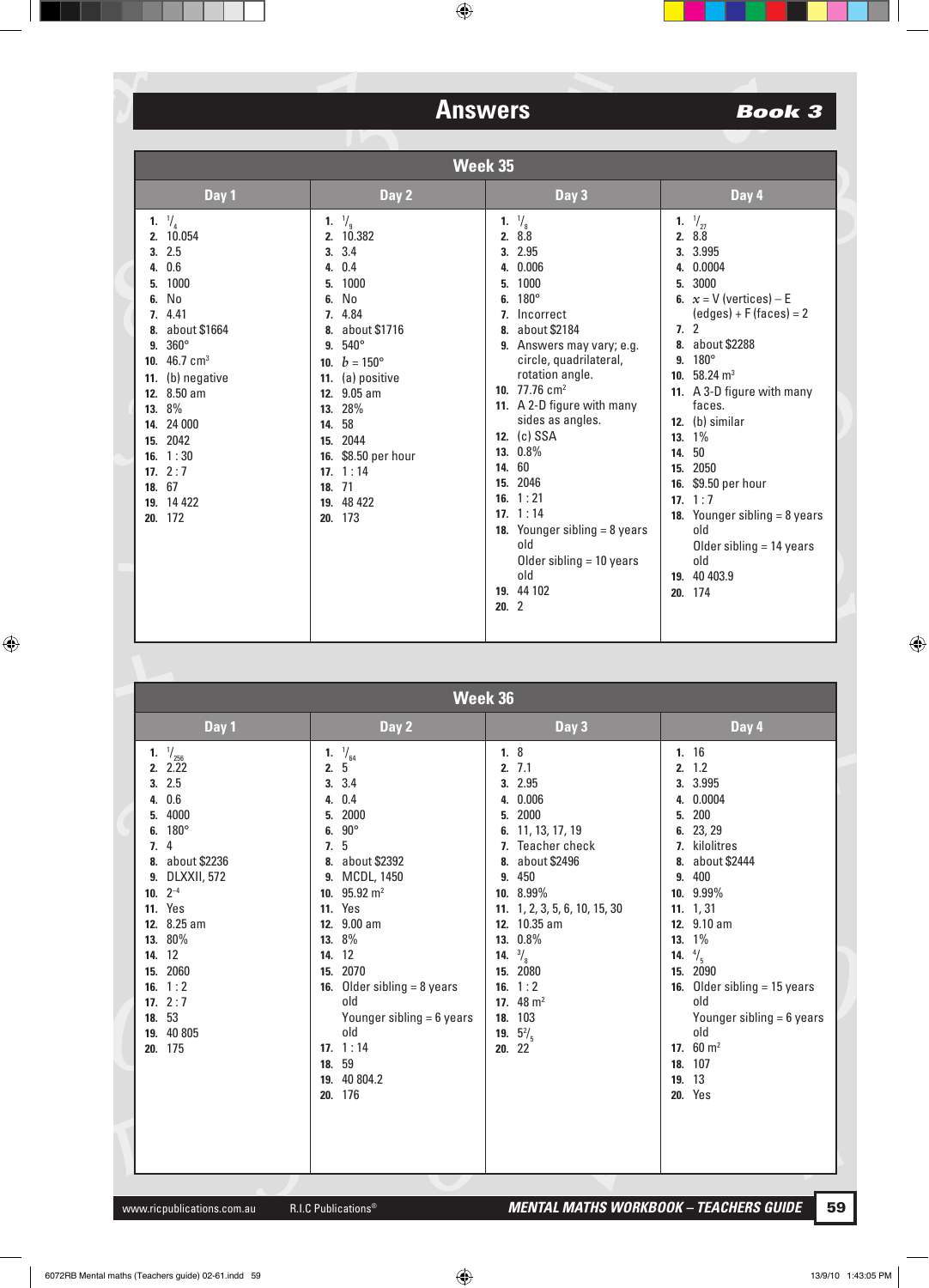# Answers — Book 3

## Week 35

| Day 1 | Day 2 | Day 3 | Day 4 |
|---|---|---|---|
| 1. $^1/_4$ | 1. $^1/_9$ | 1. $^1/_8$ | 1. $^1/_{27}$ |
| 2. 10.054 | 2. 10.382 | 2. 8.8 | 2. 8.8 |
| 3. 2.5 | 3. 3.4 | 3. 2.95 | 3. 3.995 |
| 4. 0.6 | 4. 0.4 | 4. 0.006 | 4. 0.0004 |
| 5. 1000 | 5. 1000 | 5. 1000 | 5. 3000 |
| 6. No | 6. No | 6. 180° | 6. $x$ = V (vertices) – E (edges) + F (faces) = 2 |
| 7. 4.41 | 7. 4.84 | 7. Incorrect | 7. 2 |
| 8. about $1664 | 8. about $1716 | 8. about $2184 | 8. about $2288 |
| 9. 360° | 9. 540° | 9. Answers may vary; e.g. circle, quadrilateral, rotation angle. | 9. 180° |
| 10. 46.7 cm$^3$ | 10. $b$ = 150° | 10. 77.76 cm$^2$ | 10. 58.24 m$^3$ |
| 11. (b) negative | 11. (a) positive | 11. A 2-D figure with many sides as angles. | 11. A 3-D figure with many faces. |
| 12. 8.50 am | 12. 9.05 am | 12. (c) SSA | 12. (b) similar |
| 13. 8% | 13. 28% | 13. 0.8% | 13. 1% |
| 14. 24 000 | 14. 58 | 14. 60 | 14. 50 |
| 15. 2042 | 15. 2044 | 15. 2046 | 15. 2050 |
| 16. 1 : 30 | 16. $8.50 per hour | 16. 1 : 21 | 16. $9.50 per hour |
| 17. 2 : 7 | 17. 1 : 14 | 17. 1 : 14 | 17. 1 : 7 |
| 18. 67 | 18. 71 | 18. Younger sibling = 8 years old<br>Older sibling = 10 years old | 18. Younger sibling = 8 years old<br>Older sibling = 14 years old |
| 19. 14 422 | 19. 48 422 | 19. 44 102 | 19. 40 403.9 |
| 20. 172 | 20. 173 | 20. 2 | 20. 174 |

## Week 36

| Day 1 | Day 2 | Day 3 | Day 4 |
|---|---|---|---|
| 1. $^1/_{256}$ | 1. $^1/_{64}$ | 1. 8 | 1. 16 |
| 2. 2.22 | 2. 5 | 2. 7.1 | 2. 1.2 |
| 3. 2.5 | 3. 3.4 | 3. 2.95 | 3. 3.995 |
| 4. 0.6 | 4. 0.4 | 4. 0.006 | 4. 0.0004 |
| 5. 4000 | 5. 2000 | 5. 2000 | 5. 200 |
| 6. 180° | 6. 90° | 6. 11, 13, 17, 19 | 6. 23, 29 |
| 7. 4 | 7. 5 | 7. Teacher check | 7. kilolitres |
| 8. about $2236 | 8. about $2392 | 8. about $2496 | 8. about $2444 |
| 9. DLXXII, 572 | 9. MCDL, 1450 | 9. 450 | 9. 400 |
| 10. $2^{-4}$ | 10. 95.92 m$^2$ | 10. 8.99% | 10. 9.99% |
| 11. Yes | 11. Yes | 11. 1, 2, 3, 5, 6, 10, 15, 30 | 11. 1, 31 |
| 12. 8.25 am | 12. 9.00 am | 12. 10.35 am | 12. 9.10 am |
| 13. 80% | 13. 8% | 13. 0.8% | 13. 1% |
| 14. 12 | 14. 12 | 14. $^3/_8$ | 14. $^4/_5$ |
| 15. 2060 | 15. 2070 | 15. 2080 | 15. 2090 |
| 16. 1 : 2 | 16. Older sibling = 8 years old<br>Younger sibling = 6 years old | 16. 1 : 2 | 16. Older sibling = 15 years old<br>Younger sibling = 6 years old |
| 17. 2 : 7 | 17. 1 : 14 | 17. 48 m$^2$ | 17. 60 m$^2$ |
| 18. 53 | 18. 59 | 18. 103 | 18. 107 |
| 19. 40 805 | 19. 40 804.2 | 19. $5^2/_5$ | 19. 13 |
| 20. 175 | 20. 176 | 20. 22 | 20. Yes |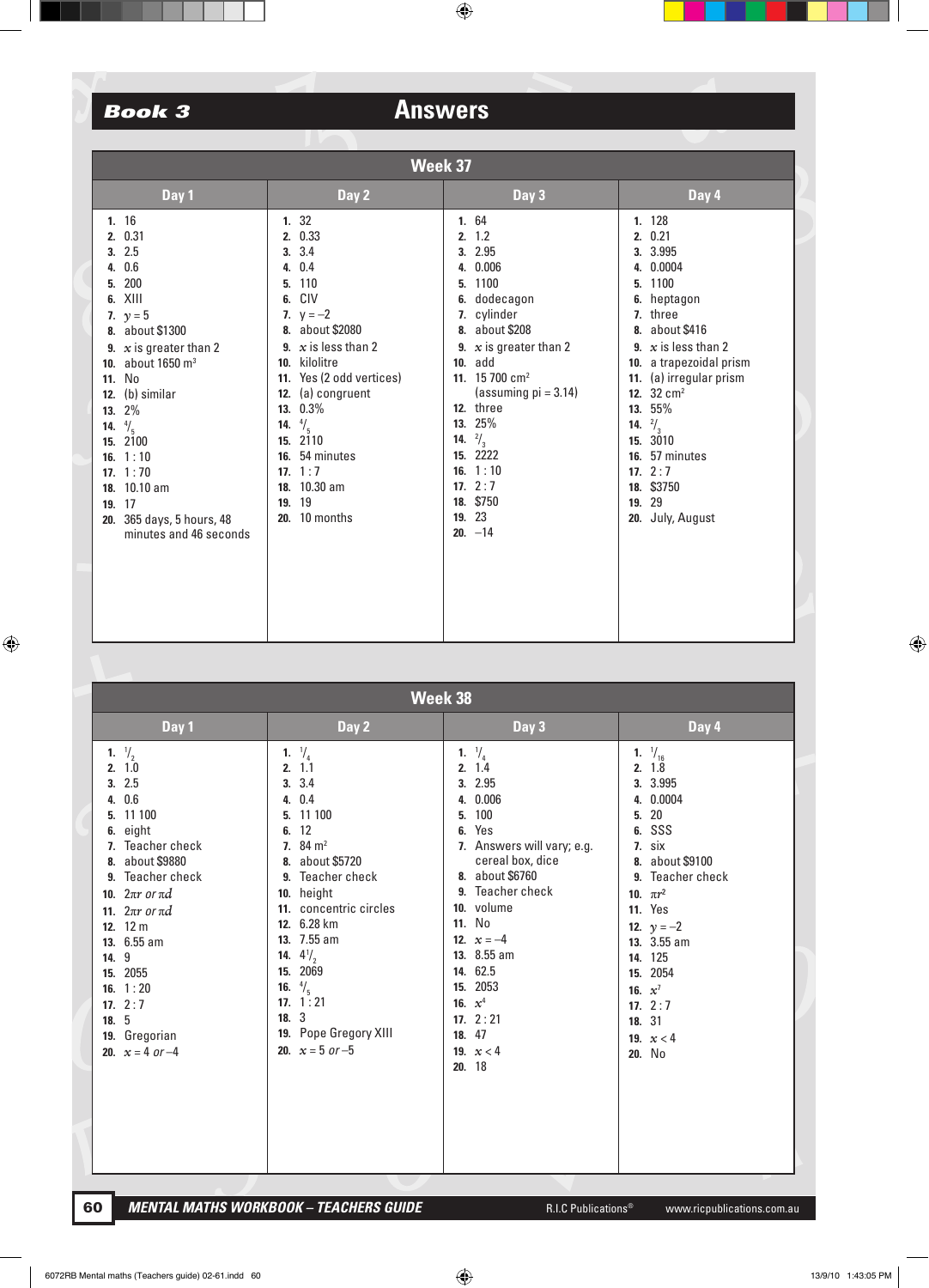# Book 3 Answers

## Week 37

| Day 1 | Day 2 | Day 3 | Day 4 |
|---|---|---|---|
| 1. 16 | 1. 32 | 1. 64 | 1. 128 |
| 2. 0.31 | 2. 0.33 | 2. 1.2 | 2. 0.21 |
| 3. 2.5 | 3. 3.4 | 3. 2.95 | 3. 3.995 |
| 4. 0.6 | 4. 0.4 | 4. 0.006 | 4. 0.0004 |
| 5. 200 | 5. 110 | 5. 1100 | 5. 1100 |
| 6. XIII | 6. CIV | 6. dodecagon | 6. heptagon |
| 7. $y = 5$ | 7. $y = -2$ | 7. cylinder | 7. three |
| 8. about $1300 | 8. about $2080 | 8. about $208 | 8. about $416 |
| 9. $x$ is greater than 2 | 9. $x$ is less than 2 | 9. $x$ is greater than 2 | 9. $x$ is less than 2 |
| 10. about 1650 $m^3$ | 10. kilolitre | 10. add | 10. a trapezoidal prism |
| 11. No | 11. Yes (2 odd vertices) | 11. 15 700 $cm^2$ (assuming pi = 3.14) | 11. (a) irregular prism |
| 12. (b) similar | 12. (a) congruent | 12. three | 12. 32 $cm^2$ |
| 13. 2% | 13. 0.3% | 13. 25% | 13. 55% |
| 14. $^4/_5$ | 14. $^4/_5$ | 14. $^2/_3$ | 14. $^2/_3$ |
| 15. 2100 | 15. 2110 | 15. 2222 | 15. 3010 |
| 16. 1 : 10 | 16. 54 minutes | 16. 1 : 10 | 16. 57 minutes |
| 17. 1 : 70 | 17. 1 : 7 | 17. 2 : 7 | 17. 2 : 7 |
| 18. 10.10 am | 18. 10.30 am | 18. $750 | 18. $3750 |
| 19. 17 | 19. 19 | 19. 23 | 19. 29 |
| 20. 365 days, 5 hours, 48 minutes and 46 seconds | 20. 10 months | 20. –14 | 20. July, August |

## Week 38

| Day 1 | Day 2 | Day 3 | Day 4 |
|---|---|---|---|
| 1. $^1/_2$ | 1. $^1/_4$ | 1. $^1/_4$ | 1. $^1/_{16}$ |
| 2. 1.0 | 2. 1.1 | 2. 1.4 | 2. 1.8 |
| 3. 2.5 | 3. 3.4 | 3. 2.95 | 3. 3.995 |
| 4. 0.6 | 4. 0.4 | 4. 0.006 | 4. 0.0004 |
| 5. 11 100 | 5. 11 100 | 5. 100 | 5. 20 |
| 6. eight | 6. 12 | 6. Yes | 6. SSS |
| 7. Teacher check | 7. 84 $m^2$ | 7. Answers will vary; e.g. cereal box, dice | 7. six |
| 8. about $9880 | 8. about $5720 | 8. about $6760 | 8. about $9100 |
| 9. Teacher check | 9. Teacher check | 9. Teacher check | 9. Teacher check |
| 10. $2\pi r$ or $\pi d$ | 10. height | 10. volume | 10. $\pi r^2$ |
| 11. $2\pi r$ or $\pi d$ | 11. concentric circles | 11. No | 11. Yes |
| 12. 12 m | 12. 6.28 km | 12. $x = -4$ | 12. $y = -2$ |
| 13. 6.55 am | 13. 7.55 am | 13. 8.55 am | 13. 3.55 am |
| 14. 9 | 14. $4^1/_2$ | 14. 62.5 | 14. 125 |
| 15. 2055 | 15. 2069 | 15. 2053 | 15. 2054 |
| 16. 1 : 20 | 16. $^4/_5$ | 16. $x^4$ | 16. $x^7$ |
| 17. 2 : 7 | 17. 1 : 21 | 17. 2 : 21 | 17. 2 : 7 |
| 18. 5 | 18. 3 | 18. 47 | 18. 31 |
| 19. Gregorian | 19. Pope Gregory XIII | 19. $x < 4$ | 19. $x < 4$ |
| 20. $x = 4$ or $-4$ | 20. $x = 5$ or $-5$ | 20. 18 | 20. No |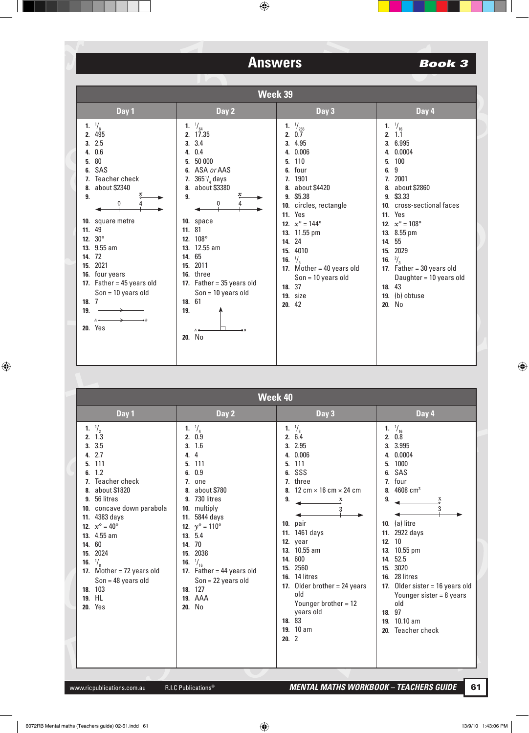# Answers

## Book 3

### Week 39

| Day 1 | Day 2 | Day 3 | Day 4 |
| --- | --- | --- | --- |
| 1. $^1/_8$ | 1. $^1/_{64}$ | 1. $^1/_{256}$ | 1. $^1/_{16}$ |
| 2. 495 | 2. 17.35 | 2. 0.7 | 2. 1.1 |
| 3. 2.5 | 3. 3.4 | 3. 4.95 | 3. 6.995 |
| 4. 0.6 | 4. 0.4 | 4. 0.006 | 4. 0.0004 |
| 5. 80 | 5. 50 000 | 5. 110 | 5. 100 |
| 6. SAS | 6. ASA *or* AAS | 6. four | 6. 9 |
| 7. Teacher check | 7. 365$^1/_4$ days | 7. 1901 | 7. 2001 |
| 8. about $2340 | 8. about $3380 | 8. about $4420 | 8. about $2860 |
| 9. x, 0, 4 | 9. x, 0, 4 | 9. $5.38 | 9. $3.33 |
| 10. square metre | 10. space | 10. circles, rectangle | 10. cross-sectional faces |
| 11. 49 | 11. 81 | 11. Yes | 11. Yes |
| 12. 30° | 12. 108° | 12. $x° = 144°$ | 12. $x° = 108°$ |
| 13. 9.55 am | 13. 12.55 am | 13. 11.55 pm | 13. 8.55 pm |
| 14. 72 | 14. 65 | 14. 24 | 14. 55 |
| 15. 2021 | 15. 2011 | 15. 4010 | 15. 2029 |
| 16. four years | 16. three | 16. $^1/_3$ | 16. $^2/_3$ |
| 17. Father = 45 years old Son = 10 years old | 17. Father = 35 years old Son = 10 years old | 17. Mother = 40 years old Son = 10 years old | 17. Father = 30 years old Daughter = 10 years old |
| 18. 7 | 18. 61 | 18. 37 | 18. 43 |
| 19. A, B | 19. A, B | 19. size | 19. (b) obtuse |
| 20. Yes | 20. No | 20. 42 | 20. No |

### Week 40

| Day 1 | Day 2 | Day 3 | Day 4 |
| --- | --- | --- | --- |
| 1. $^1/_2$ | 1. $^1/_4$ | 1. $^1/_8$ | 1. $^1/_{16}$ |
| 2. 1.3 | 2. 0.9 | 2. 6.4 | 2. 0.8 |
| 3. 3.5 | 3. 1.6 | 3. 2.95 | 3. 3.995 |
| 4. 2.7 | 4. 4 | 4. 0.006 | 4. 0.0004 |
| 5. 111 | 5. 111 | 5. 111 | 5. 1000 |
| 6. 1.2 | 6. 0.9 | 6. SSS | 6. SAS |
| 7. Teacher check | 7. one | 7. three | 7. four |
| 8. about $1820 | 8. about $780 | 8. 12 cm × 16 cm × 24 cm | 8. 4608 cm$^3$ |
| 9. 56 litres | 9. 730 litres | 9. x, 3 | 9. x, 3 |
| 10. concave down parabola | 10. multiply | 10. pair | 10. (a) litre |
| 11. 4383 days | 11. 5844 days | 11. 1461 days | 11. 2922 days |
| 12. $x° = 40°$ | 12. $y° = 110°$ | 12. year | 12. 10 |
| 13. 4.55 am | 13. 5.4 | 13. 10.55 am | 13. 10.55 pm |
| 14. 60 | 14. 70 | 14. 600 | 14. 52.5 |
| 15. 2024 | 15. 2038 | 15. 2560 | 15. 3020 |
| 16. $^1/_8$ | 16. $^1/_{16}$ | 16. 14 litres | 16. 28 litres |
| 17. Mother = 72 years old Son = 48 years old | 17. Father = 44 years old Son = 22 years old | 17. Older brother = 24 years old Younger brother = 12 years old | 17. Older sister = 16 years old Younger sister = 8 years old |
| 18. 103 | 18. 127 | 18. 83 | 18. 97 |
| 19. HL | 19. AAA | 19. 10 am | 19. 10.10 am |
| 20. Yes | 20. No | 20. 2 | 20. Teacher check |